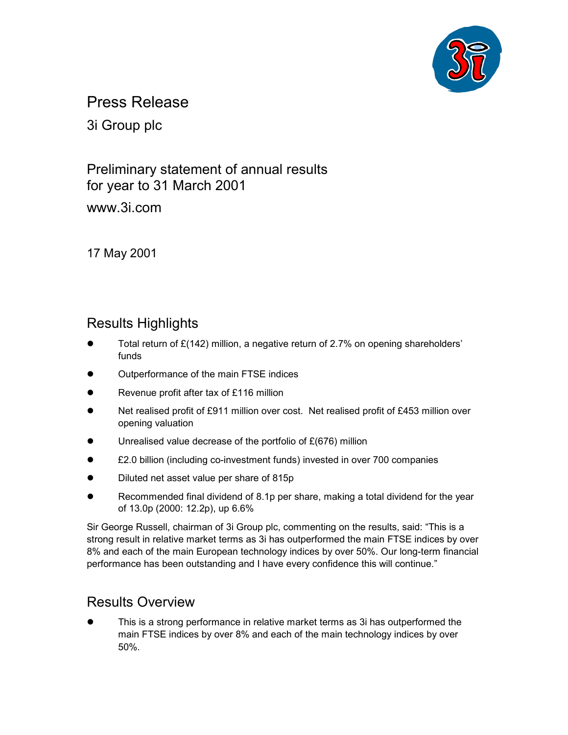# Press Release

3i Group plc

## Preliminary statement of annual results for year to 31 March 2001

www.3i.com

17 May 2001

## Results Highlights

- Total return of £(142) million, a negative return of 2.7% on opening shareholders' funds
- Outperformance of the main FTSE indices
- Revenue profit after tax of £116 million
- Net realised profit of £911 million over cost. Net realised profit of £453 million over opening valuation
- Unrealised value decrease of the portfolio of £(676) million
- £2.0 billion (including co-investment funds) invested in over 700 companies
- Diluted net asset value per share of 815p
- Recommended final dividend of 8.1p per share, making a total dividend for the year of 13.0p (2000: 12.2p), up 6.6%

Sir George Russell, chairman of 3i Group plc, commenting on the results, said: "This is a strong result in relative market terms as 3i has outperformed the main FTSE indices by over 8% and each of the main European technology indices by over 50%. Our long-term financial performance has been outstanding and I have every confidence this will continue."

## Results Overview

- This is a strong performance in relative market terms as 3i has outperformed the main FTSE indices by over 8% and each of the main technology indices by over 50%.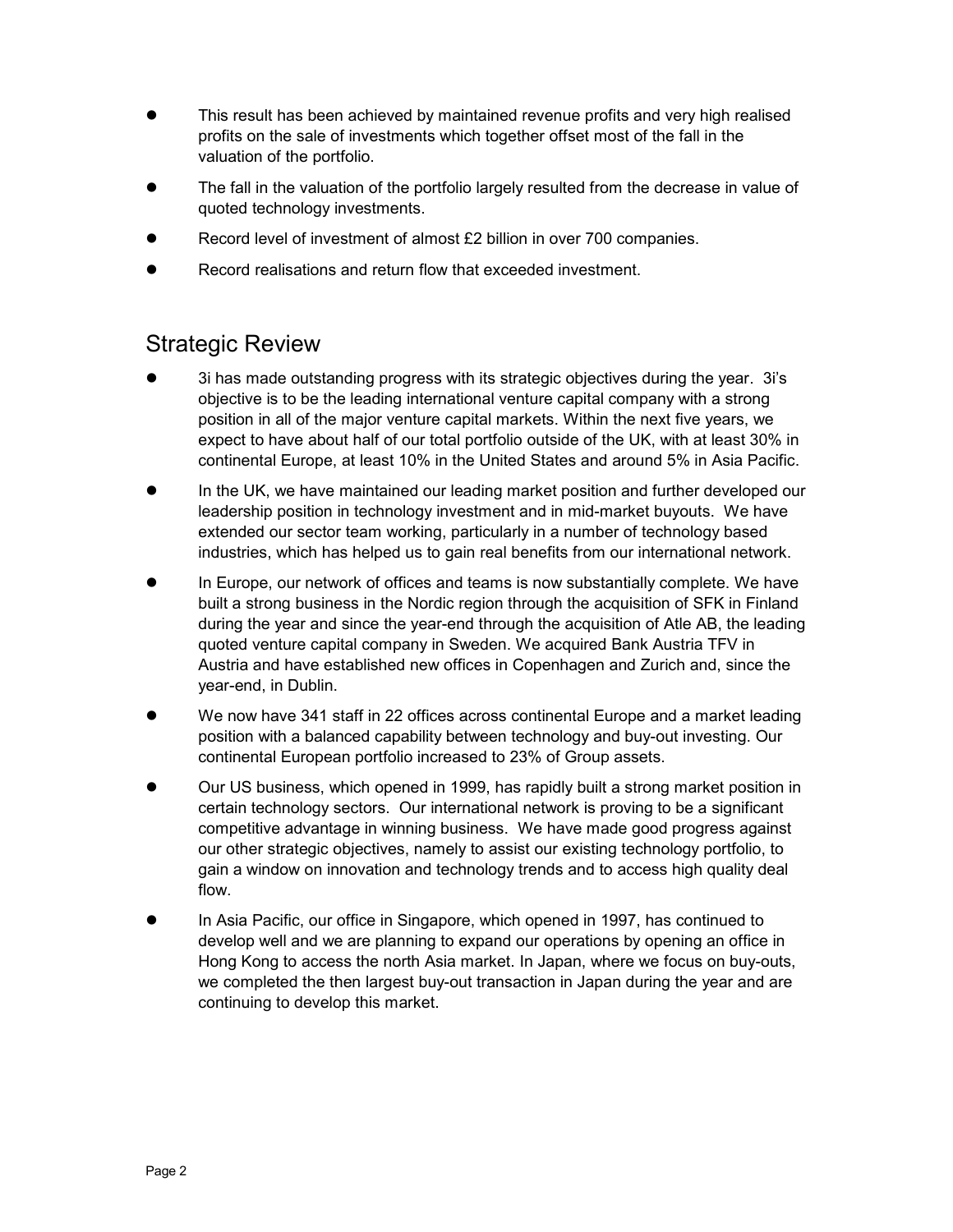- This result has been achieved by maintained revenue profits and very high realised profits on the sale of investments which together offset most of the fall in the valuation of the portfolio.
- The fall in the valuation of the portfolio largely resulted from the decrease in value of quoted technology investments.
- Record level of investment of almost £2 billion in over 700 companies.
- Record realisations and return flow that exceeded investment.

## Strategic Review

- 3i has made outstanding progress with its strategic objectives during the year. 3i's objective is to be the leading international venture capital company with a strong position in all of the major venture capital markets. Within the next five years, we expect to have about half of our total portfolio outside of the UK, with at least 30% in continental Europe, at least 10% in the United States and around 5% in Asia Pacific.
- In the UK, we have maintained our leading market position and further developed our leadership position in technology investment and in mid-market buyouts. We have extended our sector team working, particularly in a number of technology based industries, which has helped us to gain real benefits from our international network.
- In Europe, our network of offices and teams is now substantially complete. We have built a strong business in the Nordic region through the acquisition of SFK in Finland during the year and since the year-end through the acquisition of Atle AB, the leading quoted venture capital company in Sweden. We acquired Bank Austria TFV in Austria and have established new offices in Copenhagen and Zurich and, since the year-end, in Dublin.
- We now have 341 staff in 22 offices across continental Europe and a market leading position with a balanced capability between technology and buy-out investing. Our continental European portfolio increased to 23% of Group assets.
- Our US business, which opened in 1999, has rapidly built a strong market position in certain technology sectors. Our international network is proving to be a significant competitive advantage in winning business. We have made good progress against our other strategic objectives, namely to assist our existing technology portfolio, to gain a window on innovation and technology trends and to access high quality deal flow.
- In Asia Pacific, our office in Singapore, which opened in 1997, has continued to develop well and we are planning to expand our operations by opening an office in Hong Kong to access the north Asia market. In Japan, where we focus on buy-outs, we completed the then largest buy-out transaction in Japan during the year and are continuing to develop this market.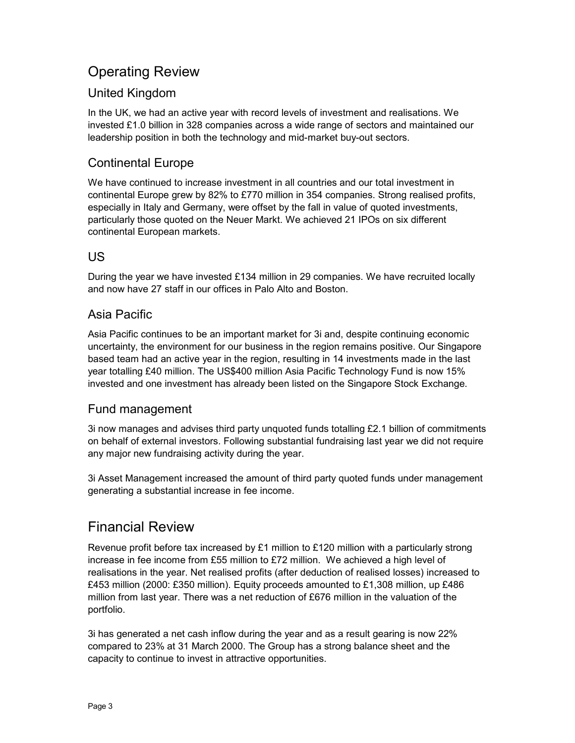# Operating Review

## United Kingdom

In the UK, we had an active year with record levels of investment and realisations. We invested £1.0 billion in 328 companies across a wide range of sectors and maintained our leadership position in both the technology and mid-market buy-out sectors.

## Continental Europe

We have continued to increase investment in all countries and our total investment in continental Europe grew by 82% to £770 million in 354 companies. Strong realised profits, especially in Italy and Germany, were offset by the fall in value of quoted investments, particularly those quoted on the Neuer Markt. We achieved 21 IPOs on six different continental European markets.

## US

During the year we have invested £134 million in 29 companies. We have recruited locally and now have 27 staff in our offices in Palo Alto and Boston.

## Asia Pacific

Asia Pacific continues to be an important market for 3i and, despite continuing economic uncertainty, the environment for our business in the region remains positive. Our Singapore based team had an active year in the region, resulting in 14 investments made in the last year totalling £40 million. The US$400 million Asia Pacific Technology Fund is now 15% invested and one investment has already been listed on the Singapore Stock Exchange.

## Fund management

3i now manages and advises third party unquoted funds totalling £2.1 billion of commitments on behalf of external investors. Following substantial fundraising last year we did not require any major new fundraising activity during the year.

3i Asset Management increased the amount of third party quoted funds under management generating a substantial increase in fee income.

# Financial Review

Revenue profit before tax increased by £1 million to £120 million with a particularly strong increase in fee income from £55 million to £72 million. We achieved a high level of realisations in the year. Net realised profits (after deduction of realised losses) increased to £453 million (2000: £350 million). Equity proceeds amounted to £1,308 million, up £486 million from last year. There was a net reduction of £676 million in the valuation of the portfolio.

3i has generated a net cash inflow during the year and as a result gearing is now 22% compared to 23% at 31 March 2000. The Group has a strong balance sheet and the capacity to continue to invest in attractive opportunities.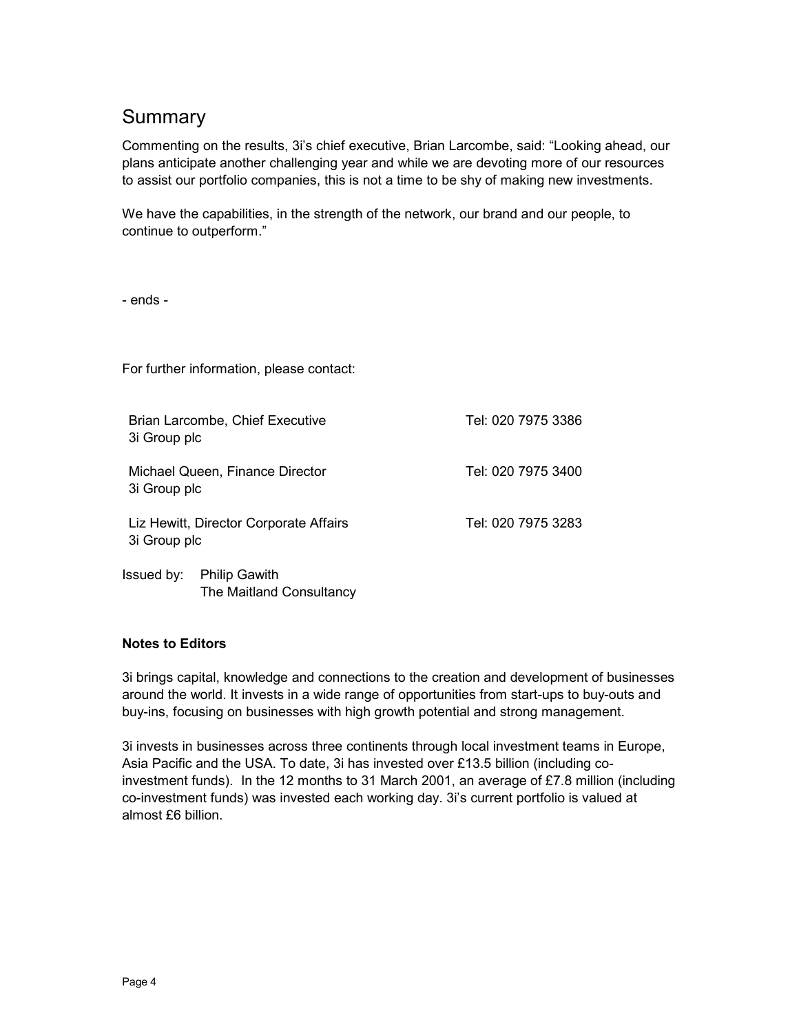## Summary

Commenting on the results, 3i's chief executive, Brian Larcombe, said: "Looking ahead, our plans anticipate another challenging year and while we are devoting more of our resources to assist our portfolio companies, this is not a time to be shy of making new investments.

We have the capabilities, in the strength of the network, our brand and our people, to continue to outperform."

- ends -

For further information, please contact:

| | |
|---|---|
| Brian Larcombe, Chief Executive<br>3i Group plc | Tel: 020 7975 3386 |
| Michael Queen, Finance Director<br>3i Group plc | Tel: 020 7975 3400 |
| Liz Hewitt, Director Corporate Affairs<br>3i Group plc | Tel: 020 7975 3283 |

Issued by: Philip Gawith
The Maitland Consultancy

**Notes to Editors**

3i brings capital, knowledge and connections to the creation and development of businesses around the world. It invests in a wide range of opportunities from start-ups to buy-outs and buy-ins, focusing on businesses with high growth potential and strong management.

3i invests in businesses across three continents through local investment teams in Europe, Asia Pacific and the USA. To date, 3i has invested over £13.5 billion (including co-investment funds). In the 12 months to 31 March 2001, an average of £7.8 million (including co-investment funds) was invested each working day. 3i's current portfolio is valued at almost £6 billion.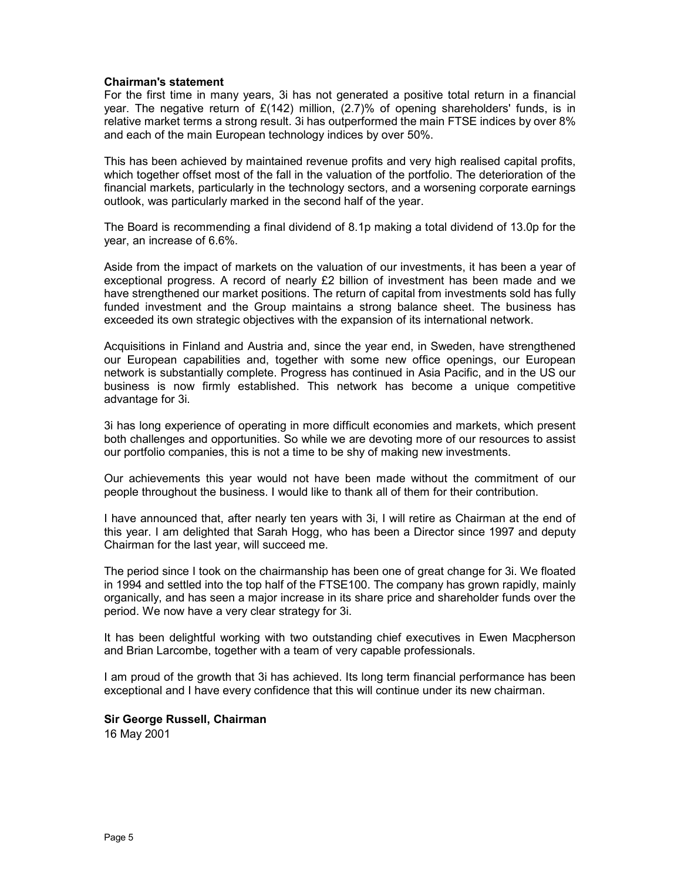**Chairman's statement**

For the first time in many years, 3i has not generated a positive total return in a financial year. The negative return of £(142) million, (2.7)% of opening shareholders' funds, is in relative market terms a strong result. 3i has outperformed the main FTSE indices by over 8% and each of the main European technology indices by over 50%.

This has been achieved by maintained revenue profits and very high realised capital profits, which together offset most of the fall in the valuation of the portfolio. The deterioration of the financial markets, particularly in the technology sectors, and a worsening corporate earnings outlook, was particularly marked in the second half of the year.

The Board is recommending a final dividend of 8.1p making a total dividend of 13.0p for the year, an increase of 6.6%.

Aside from the impact of markets on the valuation of our investments, it has been a year of exceptional progress. A record of nearly £2 billion of investment has been made and we have strengthened our market positions. The return of capital from investments sold has fully funded investment and the Group maintains a strong balance sheet. The business has exceeded its own strategic objectives with the expansion of its international network.

Acquisitions in Finland and Austria and, since the year end, in Sweden, have strengthened our European capabilities and, together with some new office openings, our European network is substantially complete. Progress has continued in Asia Pacific, and in the US our business is now firmly established. This network has become a unique competitive advantage for 3i.

3i has long experience of operating in more difficult economies and markets, which present both challenges and opportunities. So while we are devoting more of our resources to assist our portfolio companies, this is not a time to be shy of making new investments.

Our achievements this year would not have been made without the commitment of our people throughout the business. I would like to thank all of them for their contribution.

I have announced that, after nearly ten years with 3i, I will retire as Chairman at the end of this year. I am delighted that Sarah Hogg, who has been a Director since 1997 and deputy Chairman for the last year, will succeed me.

The period since I took on the chairmanship has been one of great change for 3i. We floated in 1994 and settled into the top half of the FTSE100. The company has grown rapidly, mainly organically, and has seen a major increase in its share price and shareholder funds over the period. We now have a very clear strategy for 3i.

It has been delightful working with two outstanding chief executives in Ewen Macpherson and Brian Larcombe, together with a team of very capable professionals.

I am proud of the growth that 3i has achieved. Its long term financial performance has been exceptional and I have every confidence that this will continue under its new chairman.

**Sir George Russell, Chairman**
16 May 2001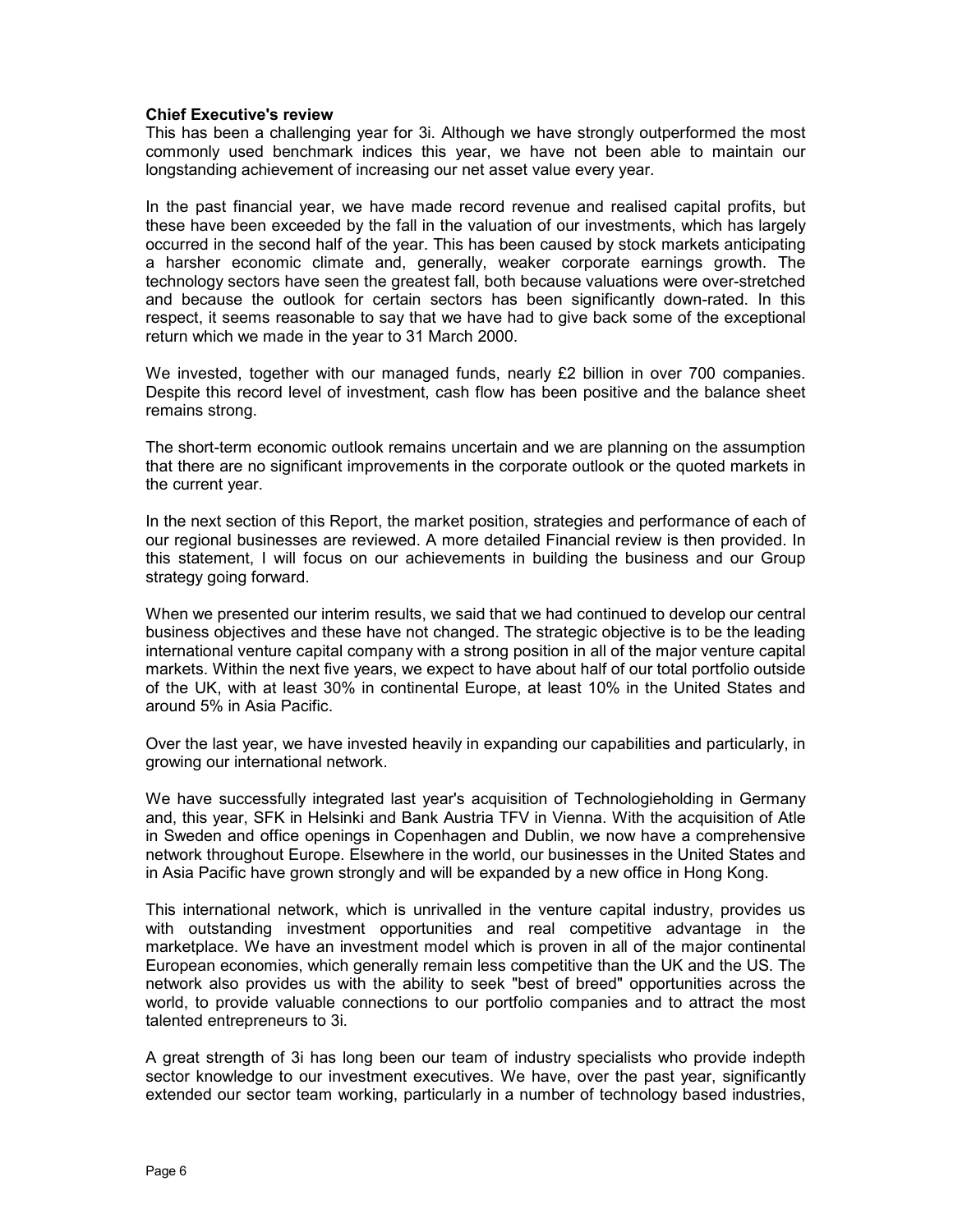**Chief Executive's review**

This has been a challenging year for 3i. Although we have strongly outperformed the most commonly used benchmark indices this year, we have not been able to maintain our longstanding achievement of increasing our net asset value every year.

In the past financial year, we have made record revenue and realised capital profits, but these have been exceeded by the fall in the valuation of our investments, which has largely occurred in the second half of the year. This has been caused by stock markets anticipating a harsher economic climate and, generally, weaker corporate earnings growth. The technology sectors have seen the greatest fall, both because valuations were over-stretched and because the outlook for certain sectors has been significantly down-rated. In this respect, it seems reasonable to say that we have had to give back some of the exceptional return which we made in the year to 31 March 2000.

We invested, together with our managed funds, nearly £2 billion in over 700 companies. Despite this record level of investment, cash flow has been positive and the balance sheet remains strong.

The short-term economic outlook remains uncertain and we are planning on the assumption that there are no significant improvements in the corporate outlook or the quoted markets in the current year.

In the next section of this Report, the market position, strategies and performance of each of our regional businesses are reviewed. A more detailed Financial review is then provided. In this statement, I will focus on our achievements in building the business and our Group strategy going forward.

When we presented our interim results, we said that we had continued to develop our central business objectives and these have not changed. The strategic objective is to be the leading international venture capital company with a strong position in all of the major venture capital markets. Within the next five years, we expect to have about half of our total portfolio outside of the UK, with at least 30% in continental Europe, at least 10% in the United States and around 5% in Asia Pacific.

Over the last year, we have invested heavily in expanding our capabilities and particularly, in growing our international network.

We have successfully integrated last year's acquisition of Technologieholding in Germany and, this year, SFK in Helsinki and Bank Austria TFV in Vienna. With the acquisition of Atle in Sweden and office openings in Copenhagen and Dublin, we now have a comprehensive network throughout Europe. Elsewhere in the world, our businesses in the United States and in Asia Pacific have grown strongly and will be expanded by a new office in Hong Kong.

This international network, which is unrivalled in the venture capital industry, provides us with outstanding investment opportunities and real competitive advantage in the marketplace. We have an investment model which is proven in all of the major continental European economies, which generally remain less competitive than the UK and the US. The network also provides us with the ability to seek "best of breed" opportunities across the world, to provide valuable connections to our portfolio companies and to attract the most talented entrepreneurs to 3i.

A great strength of 3i has long been our team of industry specialists who provide indepth sector knowledge to our investment executives. We have, over the past year, significantly extended our sector team working, particularly in a number of technology based industries,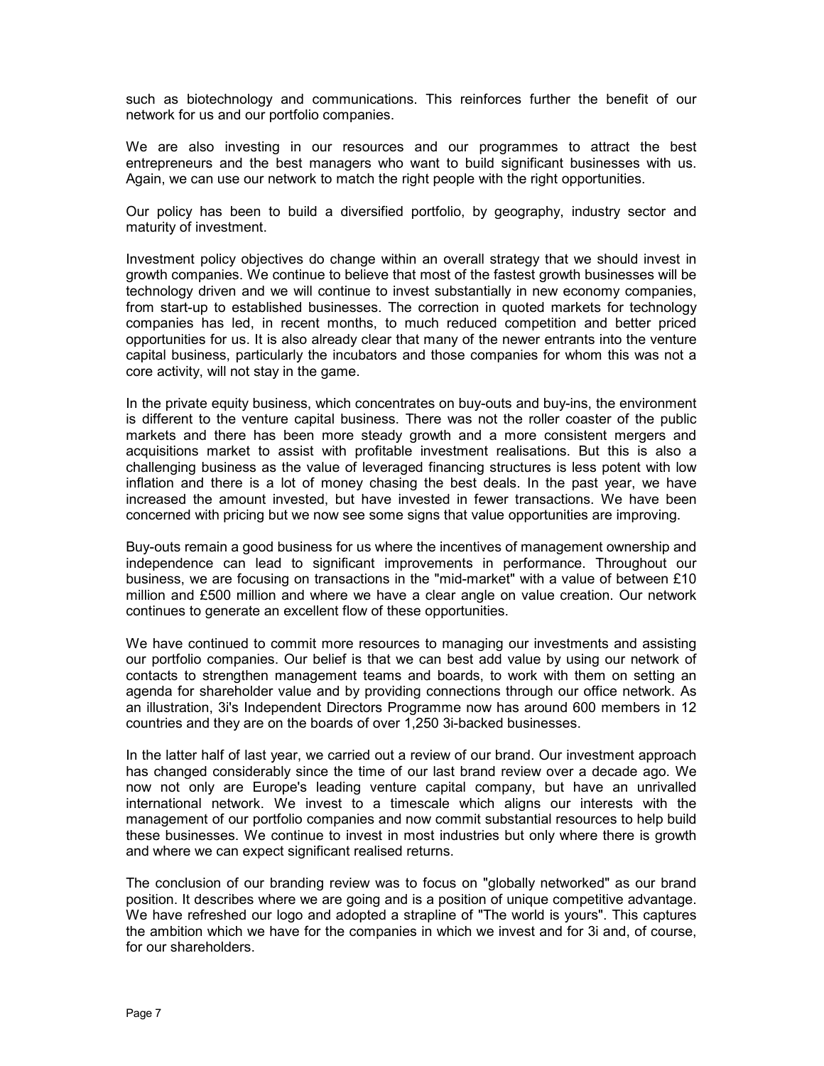such as biotechnology and communications. This reinforces further the benefit of our network for us and our portfolio companies.

We are also investing in our resources and our programmes to attract the best entrepreneurs and the best managers who want to build significant businesses with us. Again, we can use our network to match the right people with the right opportunities.

Our policy has been to build a diversified portfolio, by geography, industry sector and maturity of investment.

Investment policy objectives do change within an overall strategy that we should invest in growth companies. We continue to believe that most of the fastest growth businesses will be technology driven and we will continue to invest substantially in new economy companies, from start-up to established businesses. The correction in quoted markets for technology companies has led, in recent months, to much reduced competition and better priced opportunities for us. It is also already clear that many of the newer entrants into the venture capital business, particularly the incubators and those companies for whom this was not a core activity, will not stay in the game.

In the private equity business, which concentrates on buy-outs and buy-ins, the environment is different to the venture capital business. There was not the roller coaster of the public markets and there has been more steady growth and a more consistent mergers and acquisitions market to assist with profitable investment realisations. But this is also a challenging business as the value of leveraged financing structures is less potent with low inflation and there is a lot of money chasing the best deals. In the past year, we have increased the amount invested, but have invested in fewer transactions. We have been concerned with pricing but we now see some signs that value opportunities are improving.

Buy-outs remain a good business for us where the incentives of management ownership and independence can lead to significant improvements in performance. Throughout our business, we are focusing on transactions in the "mid-market" with a value of between £10 million and £500 million and where we have a clear angle on value creation. Our network continues to generate an excellent flow of these opportunities.

We have continued to commit more resources to managing our investments and assisting our portfolio companies. Our belief is that we can best add value by using our network of contacts to strengthen management teams and boards, to work with them on setting an agenda for shareholder value and by providing connections through our office network. As an illustration, 3i's Independent Directors Programme now has around 600 members in 12 countries and they are on the boards of over 1,250 3i-backed businesses.

In the latter half of last year, we carried out a review of our brand. Our investment approach has changed considerably since the time of our last brand review over a decade ago. We now not only are Europe's leading venture capital company, but have an unrivalled international network. We invest to a timescale which aligns our interests with the management of our portfolio companies and now commit substantial resources to help build these businesses. We continue to invest in most industries but only where there is growth and where we can expect significant realised returns.

The conclusion of our branding review was to focus on "globally networked" as our brand position. It describes where we are going and is a position of unique competitive advantage. We have refreshed our logo and adopted a strapline of "The world is yours". This captures the ambition which we have for the companies in which we invest and for 3i and, of course, for our shareholders.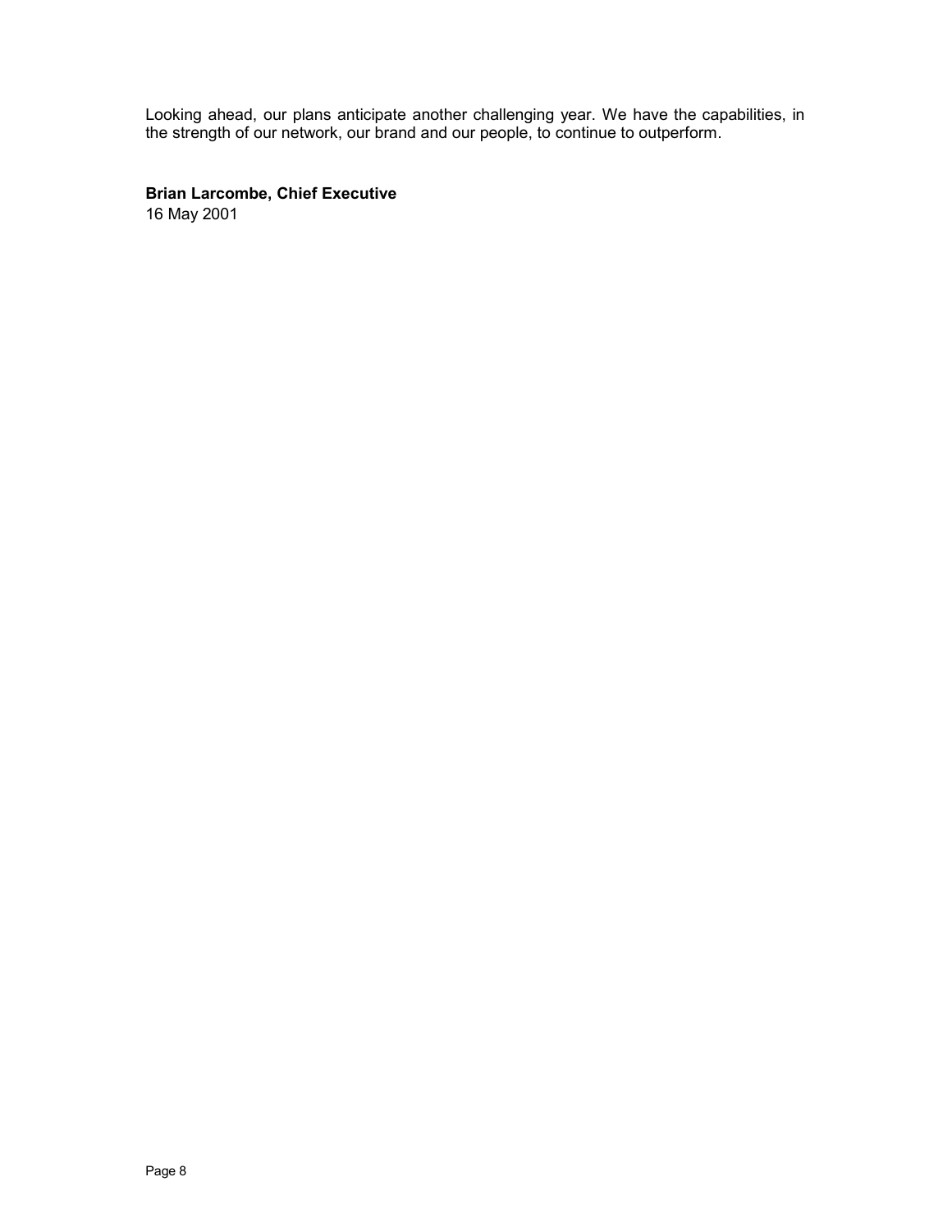Looking ahead, our plans anticipate another challenging year. We have the capabilities, in the strength of our network, our brand and our people, to continue to outperform.

**Brian Larcombe, Chief Executive**
16 May 2001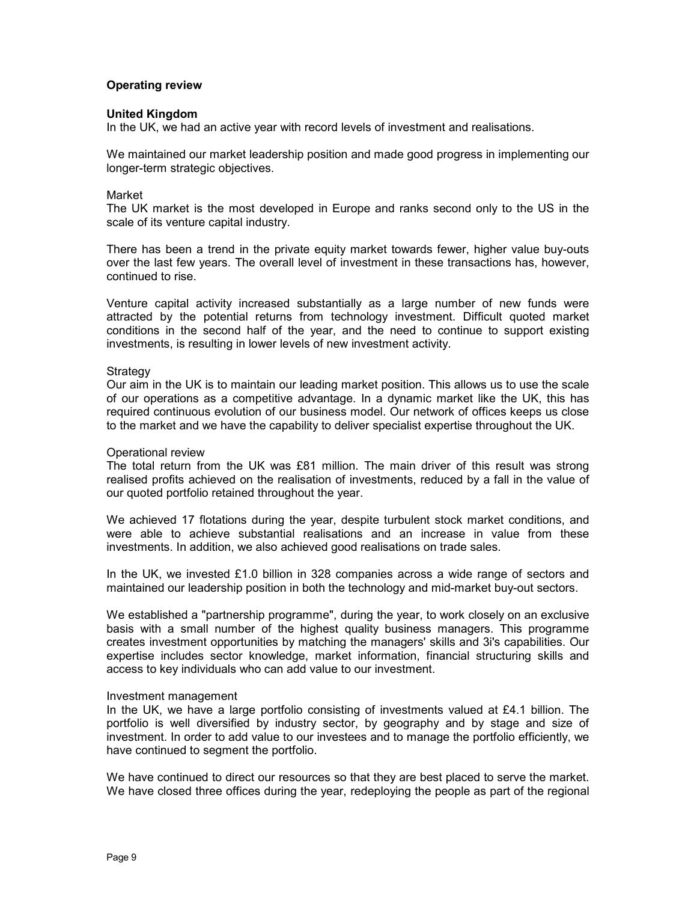## Operating review

### United Kingdom

In the UK, we had an active year with record levels of investment and realisations.

We maintained our market leadership position and made good progress in implementing our longer-term strategic objectives.

#### Market

The UK market is the most developed in Europe and ranks second only to the US in the scale of its venture capital industry.

There has been a trend in the private equity market towards fewer, higher value buy-outs over the last few years. The overall level of investment in these transactions has, however, continued to rise.

Venture capital activity increased substantially as a large number of new funds were attracted by the potential returns from technology investment. Difficult quoted market conditions in the second half of the year, and the need to continue to support existing investments, is resulting in lower levels of new investment activity.

#### Strategy

Our aim in the UK is to maintain our leading market position. This allows us to use the scale of our operations as a competitive advantage. In a dynamic market like the UK, this has required continuous evolution of our business model. Our network of offices keeps us close to the market and we have the capability to deliver specialist expertise throughout the UK.

#### Operational review

The total return from the UK was £81 million. The main driver of this result was strong realised profits achieved on the realisation of investments, reduced by a fall in the value of our quoted portfolio retained throughout the year.

We achieved 17 flotations during the year, despite turbulent stock market conditions, and were able to achieve substantial realisations and an increase in value from these investments. In addition, we also achieved good realisations on trade sales.

In the UK, we invested £1.0 billion in 328 companies across a wide range of sectors and maintained our leadership position in both the technology and mid-market buy-out sectors.

We established a "partnership programme", during the year, to work closely on an exclusive basis with a small number of the highest quality business managers. This programme creates investment opportunities by matching the managers' skills and 3i's capabilities. Our expertise includes sector knowledge, market information, financial structuring skills and access to key individuals who can add value to our investment.

#### Investment management

In the UK, we have a large portfolio consisting of investments valued at £4.1 billion. The portfolio is well diversified by industry sector, by geography and by stage and size of investment. In order to add value to our investees and to manage the portfolio efficiently, we have continued to segment the portfolio.

We have continued to direct our resources so that they are best placed to serve the market. We have closed three offices during the year, redeploying the people as part of the regional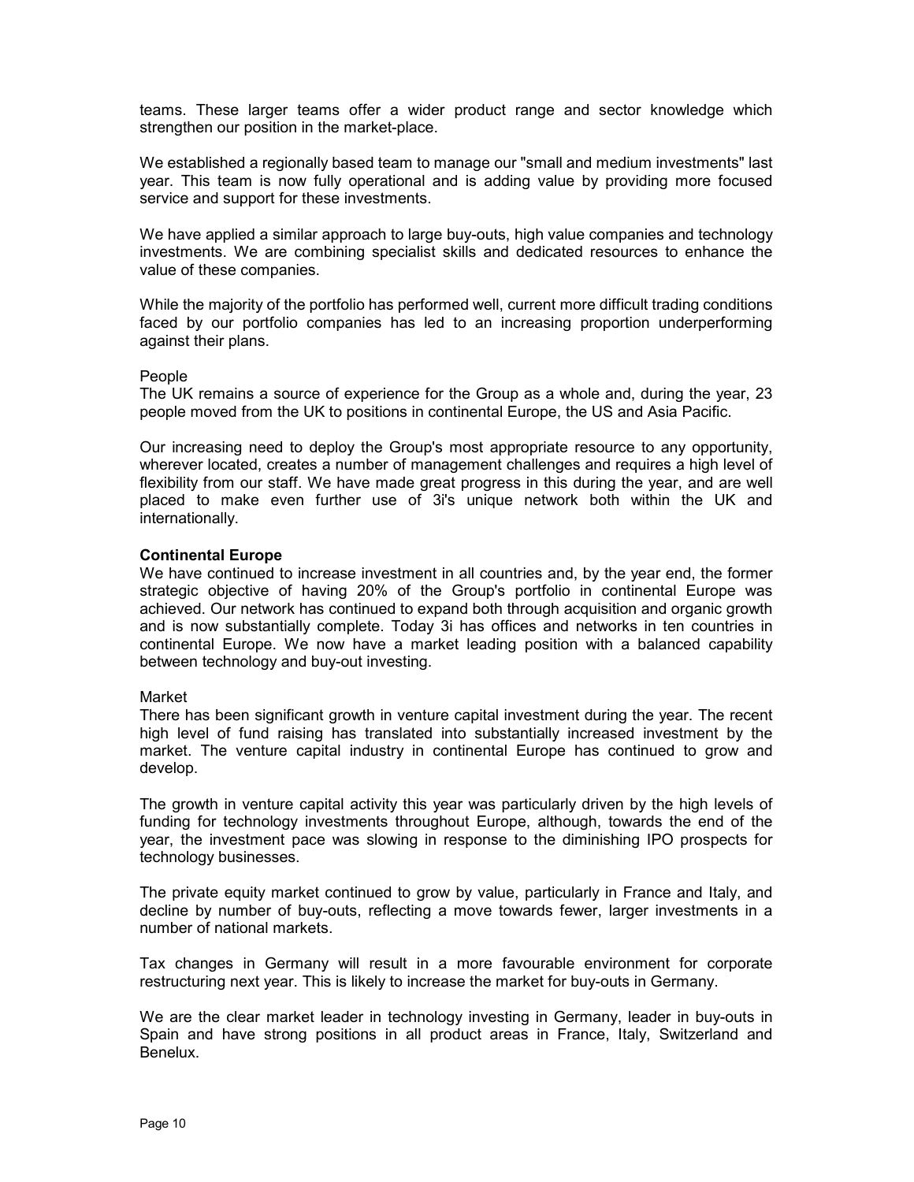teams. These larger teams offer a wider product range and sector knowledge which strengthen our position in the market-place.

We established a regionally based team to manage our "small and medium investments" last year. This team is now fully operational and is adding value by providing more focused service and support for these investments.

We have applied a similar approach to large buy-outs, high value companies and technology investments. We are combining specialist skills and dedicated resources to enhance the value of these companies.

While the majority of the portfolio has performed well, current more difficult trading conditions faced by our portfolio companies has led to an increasing proportion underperforming against their plans.

People

The UK remains a source of experience for the Group as a whole and, during the year, 23 people moved from the UK to positions in continental Europe, the US and Asia Pacific.

Our increasing need to deploy the Group's most appropriate resource to any opportunity, wherever located, creates a number of management challenges and requires a high level of flexibility from our staff. We have made great progress in this during the year, and are well placed to make even further use of 3i's unique network both within the UK and internationally.

**Continental Europe**

We have continued to increase investment in all countries and, by the year end, the former strategic objective of having 20% of the Group's portfolio in continental Europe was achieved. Our network has continued to expand both through acquisition and organic growth and is now substantially complete. Today 3i has offices and networks in ten countries in continental Europe. We now have a market leading position with a balanced capability between technology and buy-out investing.

Market

There has been significant growth in venture capital investment during the year. The recent high level of fund raising has translated into substantially increased investment by the market. The venture capital industry in continental Europe has continued to grow and develop.

The growth in venture capital activity this year was particularly driven by the high levels of funding for technology investments throughout Europe, although, towards the end of the year, the investment pace was slowing in response to the diminishing IPO prospects for technology businesses.

The private equity market continued to grow by value, particularly in France and Italy, and decline by number of buy-outs, reflecting a move towards fewer, larger investments in a number of national markets.

Tax changes in Germany will result in a more favourable environment for corporate restructuring next year. This is likely to increase the market for buy-outs in Germany.

We are the clear market leader in technology investing in Germany, leader in buy-outs in Spain and have strong positions in all product areas in France, Italy, Switzerland and Benelux.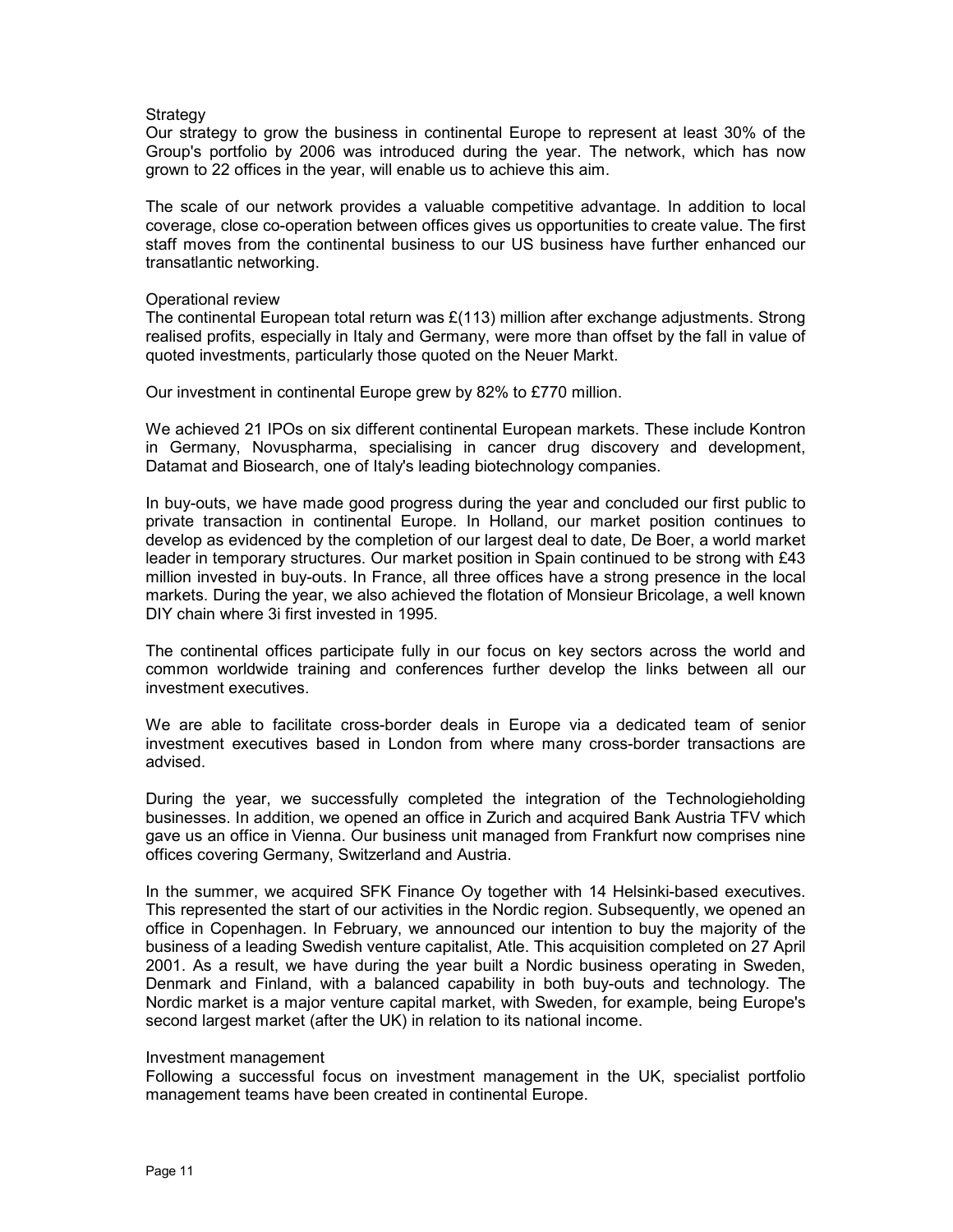## Strategy

Our strategy to grow the business in continental Europe to represent at least 30% of the Group's portfolio by 2006 was introduced during the year. The network, which has now grown to 22 offices in the year, will enable us to achieve this aim.

The scale of our network provides a valuable competitive advantage. In addition to local coverage, close co-operation between offices gives us opportunities to create value. The first staff moves from the continental business to our US business have further enhanced our transatlantic networking.

## Operational review

The continental European total return was £(113) million after exchange adjustments. Strong realised profits, especially in Italy and Germany, were more than offset by the fall in value of quoted investments, particularly those quoted on the Neuer Markt.

Our investment in continental Europe grew by 82% to £770 million.

We achieved 21 IPOs on six different continental European markets. These include Kontron in Germany, Novuspharma, specialising in cancer drug discovery and development, Datamat and Biosearch, one of Italy's leading biotechnology companies.

In buy-outs, we have made good progress during the year and concluded our first public to private transaction in continental Europe. In Holland, our market position continues to develop as evidenced by the completion of our largest deal to date, De Boer, a world market leader in temporary structures. Our market position in Spain continued to be strong with £43 million invested in buy-outs. In France, all three offices have a strong presence in the local markets. During the year, we also achieved the flotation of Monsieur Bricolage, a well known DIY chain where 3i first invested in 1995.

The continental offices participate fully in our focus on key sectors across the world and common worldwide training and conferences further develop the links between all our investment executives.

We are able to facilitate cross-border deals in Europe via a dedicated team of senior investment executives based in London from where many cross-border transactions are advised.

During the year, we successfully completed the integration of the Technologieholding businesses. In addition, we opened an office in Zurich and acquired Bank Austria TFV which gave us an office in Vienna. Our business unit managed from Frankfurt now comprises nine offices covering Germany, Switzerland and Austria.

In the summer, we acquired SFK Finance Oy together with 14 Helsinki-based executives. This represented the start of our activities in the Nordic region. Subsequently, we opened an office in Copenhagen. In February, we announced our intention to buy the majority of the business of a leading Swedish venture capitalist, Atle. This acquisition completed on 27 April 2001. As a result, we have during the year built a Nordic business operating in Sweden, Denmark and Finland, with a balanced capability in both buy-outs and technology. The Nordic market is a major venture capital market, with Sweden, for example, being Europe's second largest market (after the UK) in relation to its national income.

## Investment management

Following a successful focus on investment management in the UK, specialist portfolio management teams have been created in continental Europe.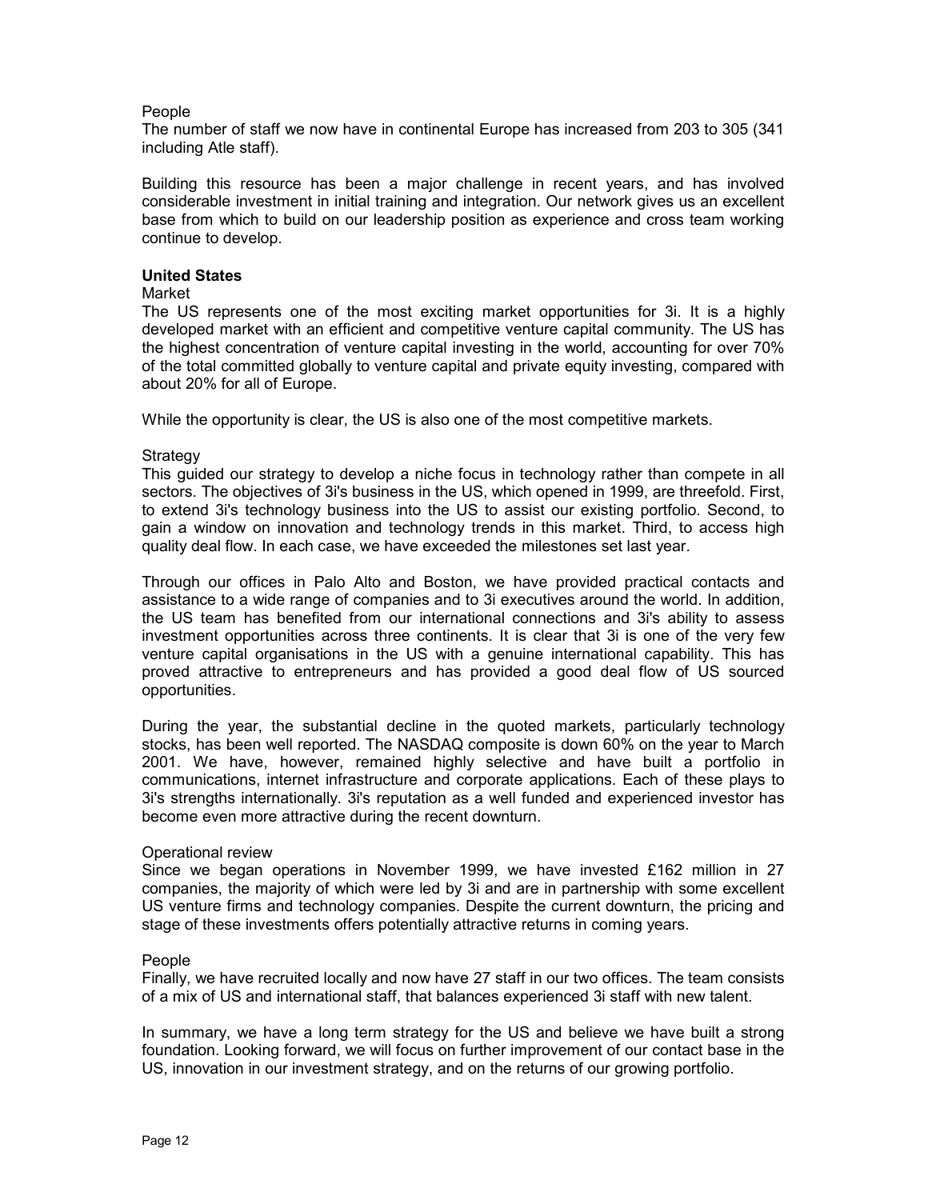People

The number of staff we now have in continental Europe has increased from 203 to 305 (341 including Atle staff).

Building this resource has been a major challenge in recent years, and has involved considerable investment in initial training and integration. Our network gives us an excellent base from which to build on our leadership position as experience and cross team working continue to develop.

**United States**

Market

The US represents one of the most exciting market opportunities for 3i. It is a highly developed market with an efficient and competitive venture capital community. The US has the highest concentration of venture capital investing in the world, accounting for over 70% of the total committed globally to venture capital and private equity investing, compared with about 20% for all of Europe.

While the opportunity is clear, the US is also one of the most competitive markets.

Strategy

This guided our strategy to develop a niche focus in technology rather than compete in all sectors. The objectives of 3i's business in the US, which opened in 1999, are threefold. First, to extend 3i's technology business into the US to assist our existing portfolio. Second, to gain a window on innovation and technology trends in this market. Third, to access high quality deal flow. In each case, we have exceeded the milestones set last year.

Through our offices in Palo Alto and Boston, we have provided practical contacts and assistance to a wide range of companies and to 3i executives around the world. In addition, the US team has benefited from our international connections and 3i's ability to assess investment opportunities across three continents. It is clear that 3i is one of the very few venture capital organisations in the US with a genuine international capability. This has proved attractive to entrepreneurs and has provided a good deal flow of US sourced opportunities.

During the year, the substantial decline in the quoted markets, particularly technology stocks, has been well reported. The NASDAQ composite is down 60% on the year to March 2001. We have, however, remained highly selective and have built a portfolio in communications, internet infrastructure and corporate applications. Each of these plays to 3i's strengths internationally. 3i's reputation as a well funded and experienced investor has become even more attractive during the recent downturn.

Operational review

Since we began operations in November 1999, we have invested £162 million in 27 companies, the majority of which were led by 3i and are in partnership with some excellent US venture firms and technology companies. Despite the current downturn, the pricing and stage of these investments offers potentially attractive returns in coming years.

People

Finally, we have recruited locally and now have 27 staff in our two offices. The team consists of a mix of US and international staff, that balances experienced 3i staff with new talent.

In summary, we have a long term strategy for the US and believe we have built a strong foundation. Looking forward, we will focus on further improvement of our contact base in the US, innovation in our investment strategy, and on the returns of our growing portfolio.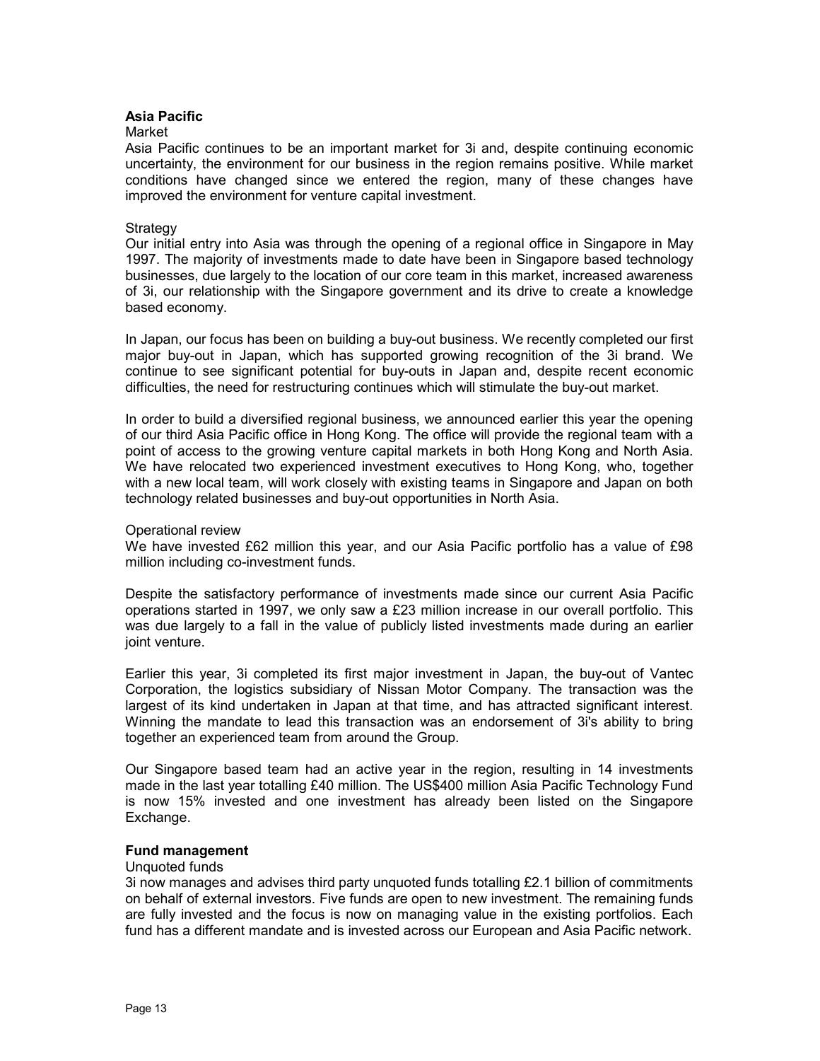## Asia Pacific

### Market

Asia Pacific continues to be an important market for 3i and, despite continuing economic uncertainty, the environment for our business in the region remains positive. While market conditions have changed since we entered the region, many of these changes have improved the environment for venture capital investment.

### Strategy

Our initial entry into Asia was through the opening of a regional office in Singapore in May 1997. The majority of investments made to date have been in Singapore based technology businesses, due largely to the location of our core team in this market, increased awareness of 3i, our relationship with the Singapore government and its drive to create a knowledge based economy.

In Japan, our focus has been on building a buy-out business. We recently completed our first major buy-out in Japan, which has supported growing recognition of the 3i brand. We continue to see significant potential for buy-outs in Japan and, despite recent economic difficulties, the need for restructuring continues which will stimulate the buy-out market.

In order to build a diversified regional business, we announced earlier this year the opening of our third Asia Pacific office in Hong Kong. The office will provide the regional team with a point of access to the growing venture capital markets in both Hong Kong and North Asia. We have relocated two experienced investment executives to Hong Kong, who, together with a new local team, will work closely with existing teams in Singapore and Japan on both technology related businesses and buy-out opportunities in North Asia.

### Operational review

We have invested £62 million this year, and our Asia Pacific portfolio has a value of £98 million including co-investment funds.

Despite the satisfactory performance of investments made since our current Asia Pacific operations started in 1997, we only saw a £23 million increase in our overall portfolio. This was due largely to a fall in the value of publicly listed investments made during an earlier joint venture.

Earlier this year, 3i completed its first major investment in Japan, the buy-out of Vantec Corporation, the logistics subsidiary of Nissan Motor Company. The transaction was the largest of its kind undertaken in Japan at that time, and has attracted significant interest. Winning the mandate to lead this transaction was an endorsement of 3i's ability to bring together an experienced team from around the Group.

Our Singapore based team had an active year in the region, resulting in 14 investments made in the last year totalling £40 million. The US$400 million Asia Pacific Technology Fund is now 15% invested and one investment has already been listed on the Singapore Exchange.

## Fund management

### Unquoted funds

3i now manages and advises third party unquoted funds totalling £2.1 billion of commitments on behalf of external investors. Five funds are open to new investment. The remaining funds are fully invested and the focus is now on managing value in the existing portfolios. Each fund has a different mandate and is invested across our European and Asia Pacific network.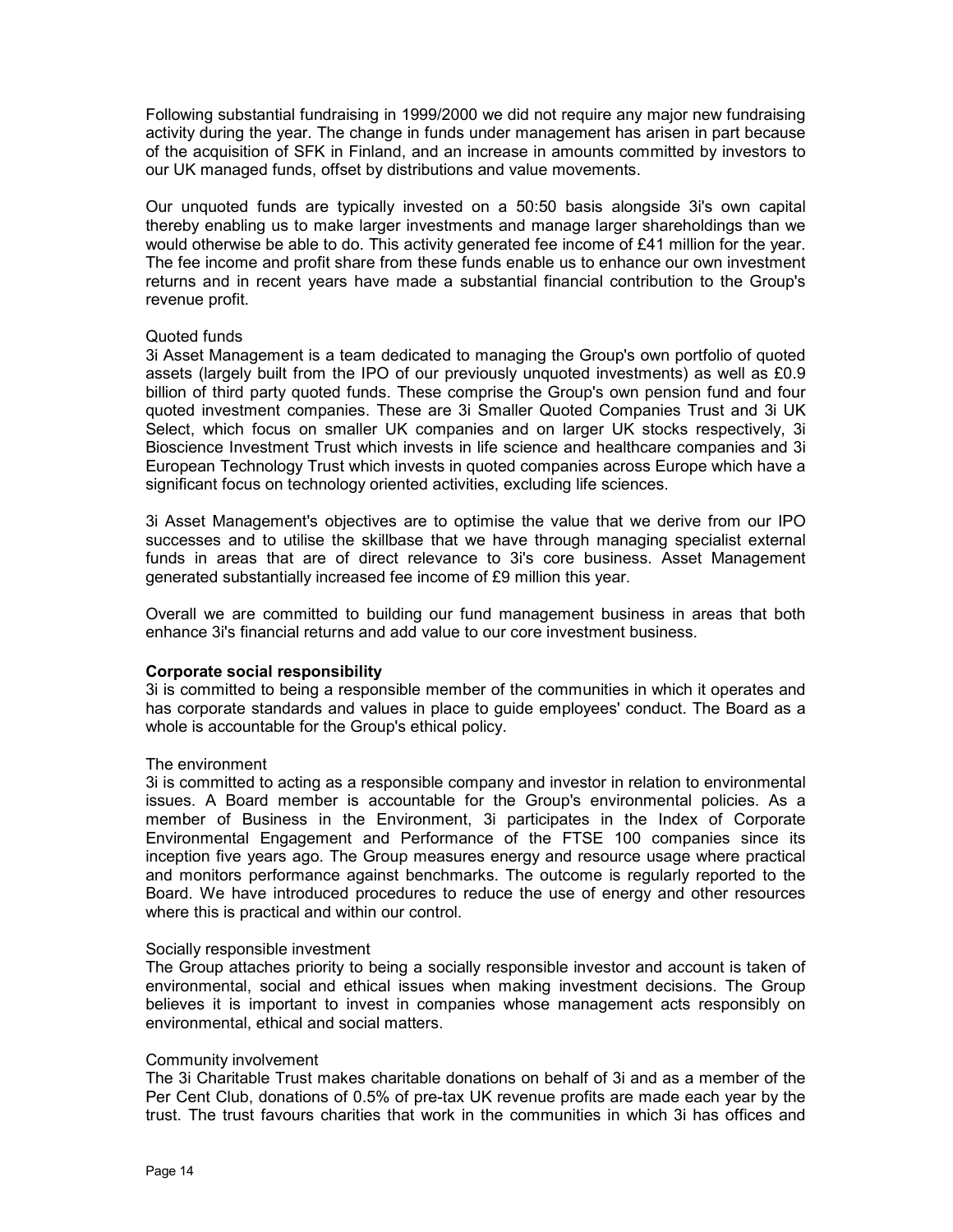Following substantial fundraising in 1999/2000 we did not require any major new fundraising activity during the year. The change in funds under management has arisen in part because of the acquisition of SFK in Finland, and an increase in amounts committed by investors to our UK managed funds, offset by distributions and value movements.

Our unquoted funds are typically invested on a 50:50 basis alongside 3i's own capital thereby enabling us to make larger investments and manage larger shareholdings than we would otherwise be able to do. This activity generated fee income of £41 million for the year. The fee income and profit share from these funds enable us to enhance our own investment returns and in recent years have made a substantial financial contribution to the Group's revenue profit.

Quoted funds

3i Asset Management is a team dedicated to managing the Group's own portfolio of quoted assets (largely built from the IPO of our previously unquoted investments) as well as £0.9 billion of third party quoted funds. These comprise the Group's own pension fund and four quoted investment companies. These are 3i Smaller Quoted Companies Trust and 3i UK Select, which focus on smaller UK companies and on larger UK stocks respectively, 3i Bioscience Investment Trust which invests in life science and healthcare companies and 3i European Technology Trust which invests in quoted companies across Europe which have a significant focus on technology oriented activities, excluding life sciences.

3i Asset Management's objectives are to optimise the value that we derive from our IPO successes and to utilise the skillbase that we have through managing specialist external funds in areas that are of direct relevance to 3i's core business. Asset Management generated substantially increased fee income of £9 million this year.

Overall we are committed to building our fund management business in areas that both enhance 3i's financial returns and add value to our core investment business.

**Corporate social responsibility**

3i is committed to being a responsible member of the communities in which it operates and has corporate standards and values in place to guide employees' conduct. The Board as a whole is accountable for the Group's ethical policy.

The environment

3i is committed to acting as a responsible company and investor in relation to environmental issues. A Board member is accountable for the Group's environmental policies. As a member of Business in the Environment, 3i participates in the Index of Corporate Environmental Engagement and Performance of the FTSE 100 companies since its inception five years ago. The Group measures energy and resource usage where practical and monitors performance against benchmarks. The outcome is regularly reported to the Board. We have introduced procedures to reduce the use of energy and other resources where this is practical and within our control.

Socially responsible investment

The Group attaches priority to being a socially responsible investor and account is taken of environmental, social and ethical issues when making investment decisions. The Group believes it is important to invest in companies whose management acts responsibly on environmental, ethical and social matters.

Community involvement

The 3i Charitable Trust makes charitable donations on behalf of 3i and as a member of the Per Cent Club, donations of 0.5% of pre-tax UK revenue profits are made each year by the trust. The trust favours charities that work in the communities in which 3i has offices and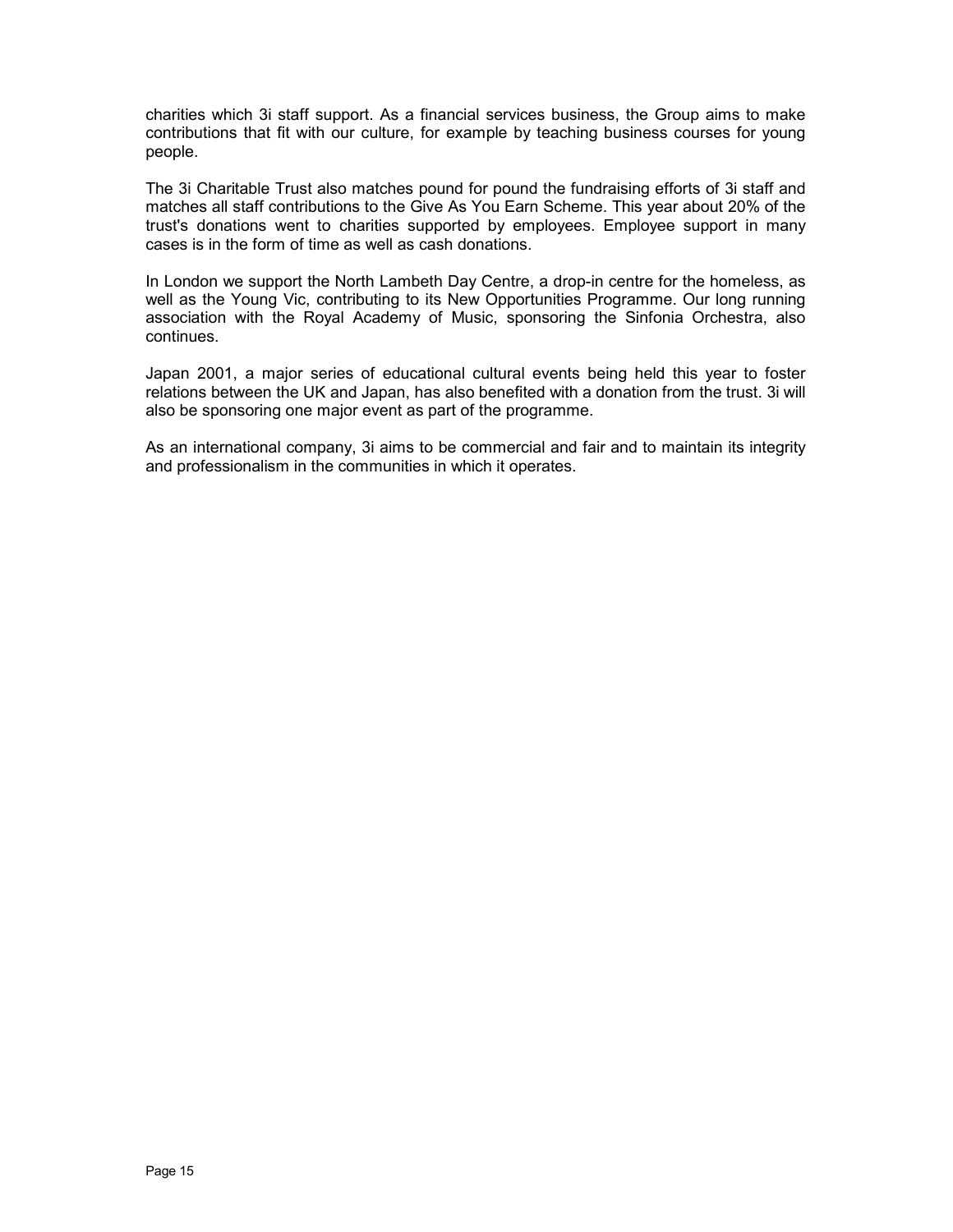charities which 3i staff support. As a financial services business, the Group aims to make contributions that fit with our culture, for example by teaching business courses for young people.

The 3i Charitable Trust also matches pound for pound the fundraising efforts of 3i staff and matches all staff contributions to the Give As You Earn Scheme. This year about 20% of the trust's donations went to charities supported by employees. Employee support in many cases is in the form of time as well as cash donations.

In London we support the North Lambeth Day Centre, a drop-in centre for the homeless, as well as the Young Vic, contributing to its New Opportunities Programme. Our long running association with the Royal Academy of Music, sponsoring the Sinfonia Orchestra, also continues.

Japan 2001, a major series of educational cultural events being held this year to foster relations between the UK and Japan, has also benefited with a donation from the trust. 3i will also be sponsoring one major event as part of the programme.

As an international company, 3i aims to be commercial and fair and to maintain its integrity and professionalism in the communities in which it operates.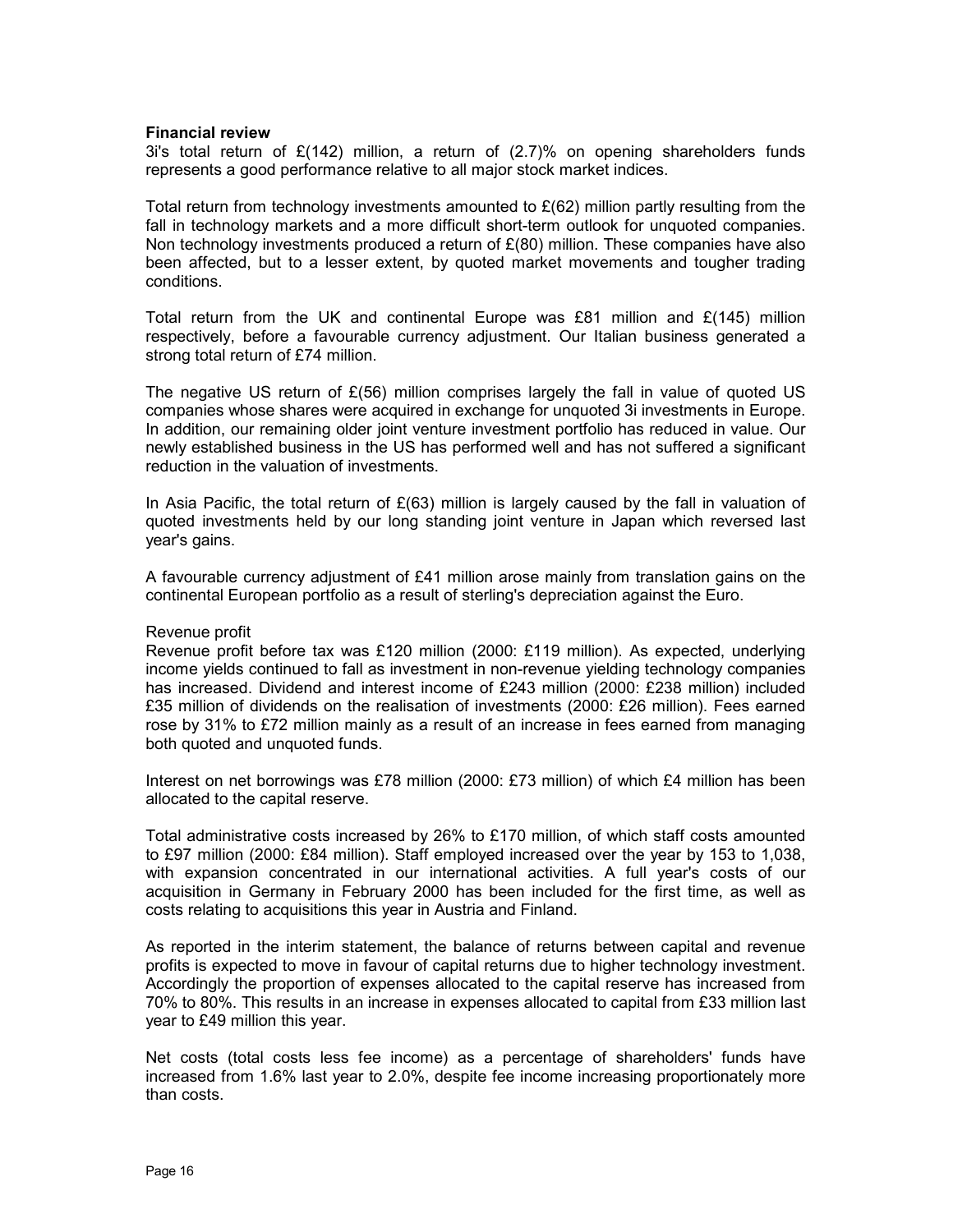**Financial review**

3i's total return of £(142) million, a return of (2.7)% on opening shareholders funds represents a good performance relative to all major stock market indices.

Total return from technology investments amounted to £(62) million partly resulting from the fall in technology markets and a more difficult short-term outlook for unquoted companies. Non technology investments produced a return of £(80) million. These companies have also been affected, but to a lesser extent, by quoted market movements and tougher trading conditions.

Total return from the UK and continental Europe was £81 million and £(145) million respectively, before a favourable currency adjustment. Our Italian business generated a strong total return of £74 million.

The negative US return of £(56) million comprises largely the fall in value of quoted US companies whose shares were acquired in exchange for unquoted 3i investments in Europe. In addition, our remaining older joint venture investment portfolio has reduced in value. Our newly established business in the US has performed well and has not suffered a significant reduction in the valuation of investments.

In Asia Pacific, the total return of £(63) million is largely caused by the fall in valuation of quoted investments held by our long standing joint venture in Japan which reversed last year's gains.

A favourable currency adjustment of £41 million arose mainly from translation gains on the continental European portfolio as a result of sterling's depreciation against the Euro.

Revenue profit

Revenue profit before tax was £120 million (2000: £119 million). As expected, underlying income yields continued to fall as investment in non-revenue yielding technology companies has increased. Dividend and interest income of £243 million (2000: £238 million) included £35 million of dividends on the realisation of investments (2000: £26 million). Fees earned rose by 31% to £72 million mainly as a result of an increase in fees earned from managing both quoted and unquoted funds.

Interest on net borrowings was £78 million (2000: £73 million) of which £4 million has been allocated to the capital reserve.

Total administrative costs increased by 26% to £170 million, of which staff costs amounted to £97 million (2000: £84 million). Staff employed increased over the year by 153 to 1,038, with expansion concentrated in our international activities. A full year's costs of our acquisition in Germany in February 2000 has been included for the first time, as well as costs relating to acquisitions this year in Austria and Finland.

As reported in the interim statement, the balance of returns between capital and revenue profits is expected to move in favour of capital returns due to higher technology investment. Accordingly the proportion of expenses allocated to the capital reserve has increased from 70% to 80%. This results in an increase in expenses allocated to capital from £33 million last year to £49 million this year.

Net costs (total costs less fee income) as a percentage of shareholders' funds have increased from 1.6% last year to 2.0%, despite fee income increasing proportionately more than costs.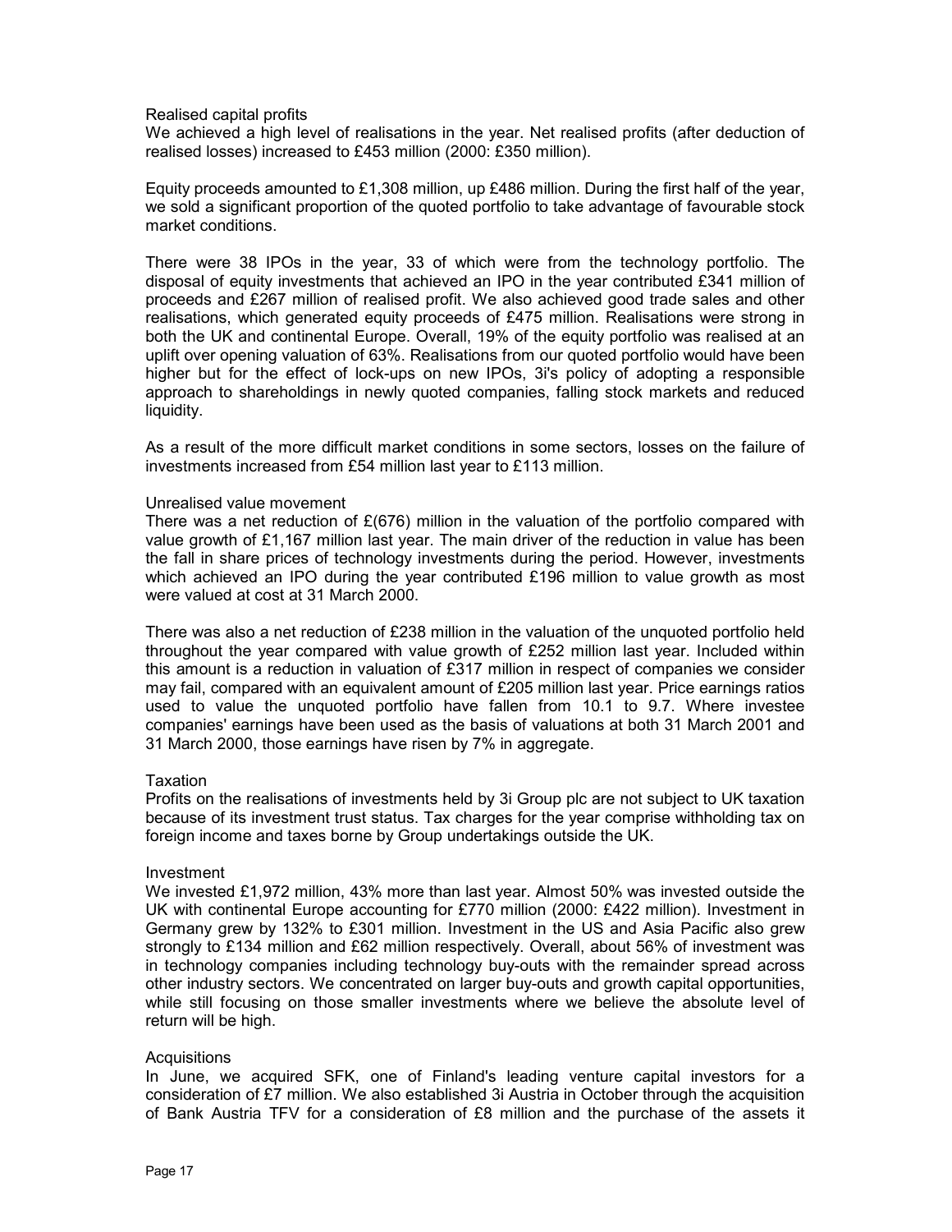### Realised capital profits

We achieved a high level of realisations in the year. Net realised profits (after deduction of realised losses) increased to £453 million (2000: £350 million).

Equity proceeds amounted to £1,308 million, up £486 million. During the first half of the year, we sold a significant proportion of the quoted portfolio to take advantage of favourable stock market conditions.

There were 38 IPOs in the year, 33 of which were from the technology portfolio. The disposal of equity investments that achieved an IPO in the year contributed £341 million of proceeds and £267 million of realised profit. We also achieved good trade sales and other realisations, which generated equity proceeds of £475 million. Realisations were strong in both the UK and continental Europe. Overall, 19% of the equity portfolio was realised at an uplift over opening valuation of 63%. Realisations from our quoted portfolio would have been higher but for the effect of lock-ups on new IPOs, 3i's policy of adopting a responsible approach to shareholdings in newly quoted companies, falling stock markets and reduced liquidity.

As a result of the more difficult market conditions in some sectors, losses on the failure of investments increased from £54 million last year to £113 million.

### Unrealised value movement

There was a net reduction of £(676) million in the valuation of the portfolio compared with value growth of £1,167 million last year. The main driver of the reduction in value has been the fall in share prices of technology investments during the period. However, investments which achieved an IPO during the year contributed £196 million to value growth as most were valued at cost at 31 March 2000.

There was also a net reduction of £238 million in the valuation of the unquoted portfolio held throughout the year compared with value growth of £252 million last year. Included within this amount is a reduction in valuation of £317 million in respect of companies we consider may fail, compared with an equivalent amount of £205 million last year. Price earnings ratios used to value the unquoted portfolio have fallen from 10.1 to 9.7. Where investee companies' earnings have been used as the basis of valuations at both 31 March 2001 and 31 March 2000, those earnings have risen by 7% in aggregate.

### Taxation

Profits on the realisations of investments held by 3i Group plc are not subject to UK taxation because of its investment trust status. Tax charges for the year comprise withholding tax on foreign income and taxes borne by Group undertakings outside the UK.

### Investment

We invested £1,972 million, 43% more than last year. Almost 50% was invested outside the UK with continental Europe accounting for £770 million (2000: £422 million). Investment in Germany grew by 132% to £301 million. Investment in the US and Asia Pacific also grew strongly to £134 million and £62 million respectively. Overall, about 56% of investment was in technology companies including technology buy-outs with the remainder spread across other industry sectors. We concentrated on larger buy-outs and growth capital opportunities, while still focusing on those smaller investments where we believe the absolute level of return will be high.

### Acquisitions

In June, we acquired SFK, one of Finland's leading venture capital investors for a consideration of £7 million. We also established 3i Austria in October through the acquisition of Bank Austria TFV for a consideration of £8 million and the purchase of the assets it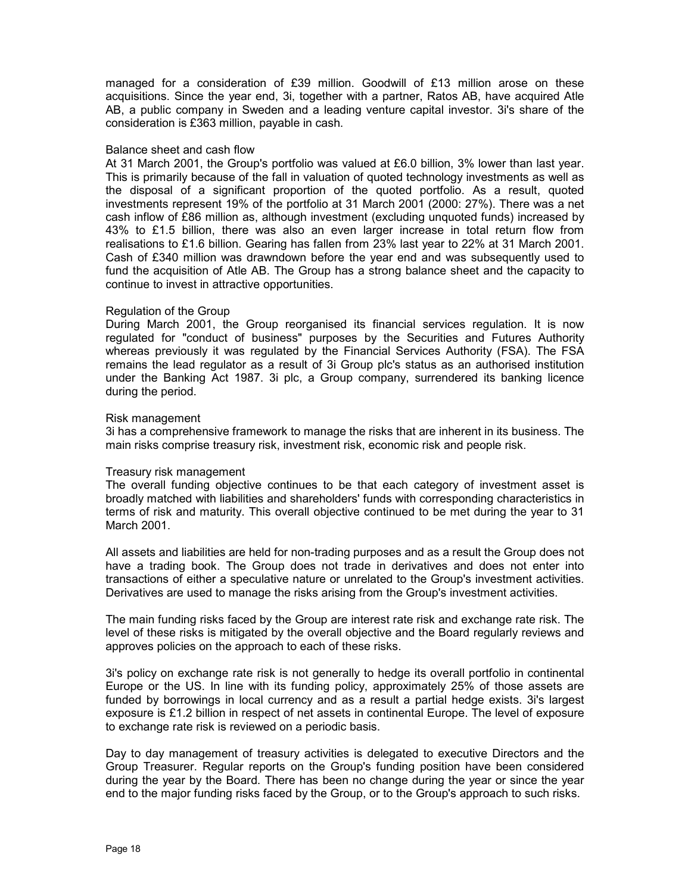managed for a consideration of £39 million. Goodwill of £13 million arose on these acquisitions. Since the year end, 3i, together with a partner, Ratos AB, have acquired Atle AB, a public company in Sweden and a leading venture capital investor. 3i's share of the consideration is £363 million, payable in cash.

### Balance sheet and cash flow

At 31 March 2001, the Group's portfolio was valued at £6.0 billion, 3% lower than last year. This is primarily because of the fall in valuation of quoted technology investments as well as the disposal of a significant proportion of the quoted portfolio. As a result, quoted investments represent 19% of the portfolio at 31 March 2001 (2000: 27%). There was a net cash inflow of £86 million as, although investment (excluding unquoted funds) increased by 43% to £1.5 billion, there was also an even larger increase in total return flow from realisations to £1.6 billion. Gearing has fallen from 23% last year to 22% at 31 March 2001. Cash of £340 million was drawndown before the year end and was subsequently used to fund the acquisition of Atle AB. The Group has a strong balance sheet and the capacity to continue to invest in attractive opportunities.

### Regulation of the Group

During March 2001, the Group reorganised its financial services regulation. It is now regulated for "conduct of business" purposes by the Securities and Futures Authority whereas previously it was regulated by the Financial Services Authority (FSA). The FSA remains the lead regulator as a result of 3i Group plc's status as an authorised institution under the Banking Act 1987. 3i plc, a Group company, surrendered its banking licence during the period.

### Risk management

3i has a comprehensive framework to manage the risks that are inherent in its business. The main risks comprise treasury risk, investment risk, economic risk and people risk.

### Treasury risk management

The overall funding objective continues to be that each category of investment asset is broadly matched with liabilities and shareholders' funds with corresponding characteristics in terms of risk and maturity. This overall objective continued to be met during the year to 31 March 2001.

All assets and liabilities are held for non-trading purposes and as a result the Group does not have a trading book. The Group does not trade in derivatives and does not enter into transactions of either a speculative nature or unrelated to the Group's investment activities. Derivatives are used to manage the risks arising from the Group's investment activities.

The main funding risks faced by the Group are interest rate risk and exchange rate risk. The level of these risks is mitigated by the overall objective and the Board regularly reviews and approves policies on the approach to each of these risks.

3i's policy on exchange rate risk is not generally to hedge its overall portfolio in continental Europe or the US. In line with its funding policy, approximately 25% of those assets are funded by borrowings in local currency and as a result a partial hedge exists. 3i's largest exposure is £1.2 billion in respect of net assets in continental Europe. The level of exposure to exchange rate risk is reviewed on a periodic basis.

Day to day management of treasury activities is delegated to executive Directors and the Group Treasurer. Regular reports on the Group's funding position have been considered during the year by the Board. There has been no change during the year or since the year end to the major funding risks faced by the Group, or to the Group's approach to such risks.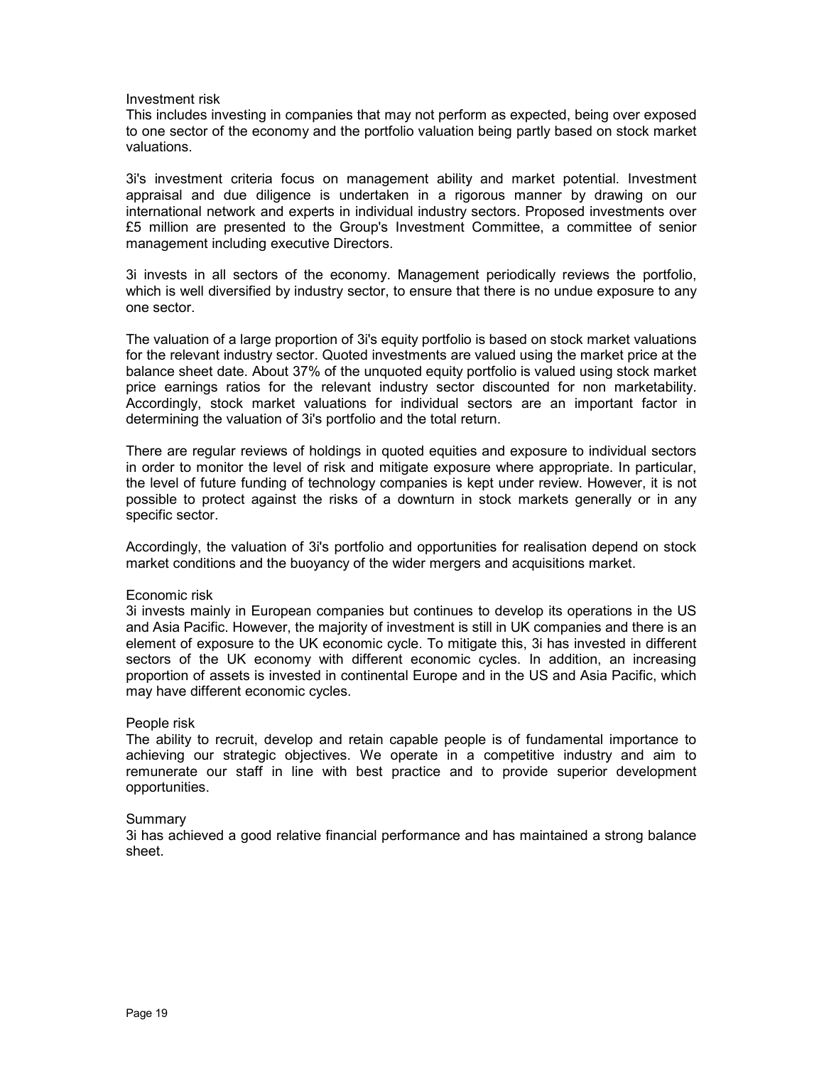### Investment risk

This includes investing in companies that may not perform as expected, being over exposed to one sector of the economy and the portfolio valuation being partly based on stock market valuations.

3i's investment criteria focus on management ability and market potential. Investment appraisal and due diligence is undertaken in a rigorous manner by drawing on our international network and experts in individual industry sectors. Proposed investments over £5 million are presented to the Group's Investment Committee, a committee of senior management including executive Directors.

3i invests in all sectors of the economy. Management periodically reviews the portfolio, which is well diversified by industry sector, to ensure that there is no undue exposure to any one sector.

The valuation of a large proportion of 3i's equity portfolio is based on stock market valuations for the relevant industry sector. Quoted investments are valued using the market price at the balance sheet date. About 37% of the unquoted equity portfolio is valued using stock market price earnings ratios for the relevant industry sector discounted for non marketability. Accordingly, stock market valuations for individual sectors are an important factor in determining the valuation of 3i's portfolio and the total return.

There are regular reviews of holdings in quoted equities and exposure to individual sectors in order to monitor the level of risk and mitigate exposure where appropriate. In particular, the level of future funding of technology companies is kept under review. However, it is not possible to protect against the risks of a downturn in stock markets generally or in any specific sector.

Accordingly, the valuation of 3i's portfolio and opportunities for realisation depend on stock market conditions and the buoyancy of the wider mergers and acquisitions market.

### Economic risk

3i invests mainly in European companies but continues to develop its operations in the US and Asia Pacific. However, the majority of investment is still in UK companies and there is an element of exposure to the UK economic cycle. To mitigate this, 3i has invested in different sectors of the UK economy with different economic cycles. In addition, an increasing proportion of assets is invested in continental Europe and in the US and Asia Pacific, which may have different economic cycles.

### People risk

The ability to recruit, develop and retain capable people is of fundamental importance to achieving our strategic objectives. We operate in a competitive industry and aim to remunerate our staff in line with best practice and to provide superior development opportunities.

### Summary

3i has achieved a good relative financial performance and has maintained a strong balance sheet.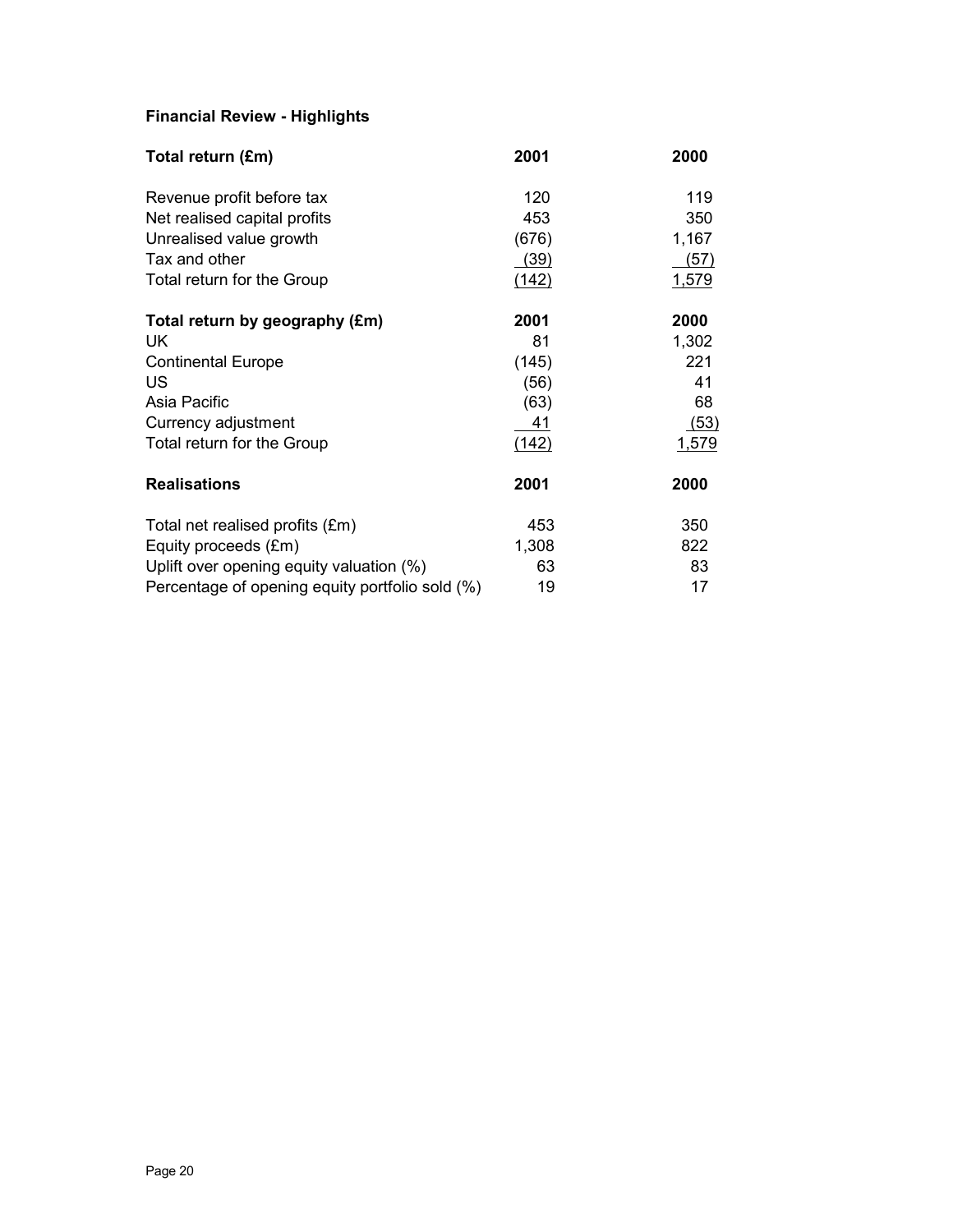**Financial Review - Highlights**

| Total return (£m) | 2001 | 2000 |
|---|---|---|
| Revenue profit before tax | 120 | 119 |
| Net realised capital profits | 453 | 350 |
| Unrealised value growth | (676) | 1,167 |
| Tax and other | (39) | (57) |
| Total return for the Group | (142) | 1,579 |

| Total return by geography (£m) | 2001 | 2000 |
|---|---|---|
| UK | 81 | 1,302 |
| Continental Europe | (145) | 221 |
| US | (56) | 41 |
| Asia Pacific | (63) | 68 |
| Currency adjustment | 41 | (53) |
| Total return for the Group | (142) | 1,579 |

| Realisations | 2001 | 2000 |
|---|---|---|
| Total net realised profits (£m) | 453 | 350 |
| Equity proceeds (£m) | 1,308 | 822 |
| Uplift over opening equity valuation (%) | 63 | 83 |
| Percentage of opening equity portfolio sold (%) | 19 | 17 |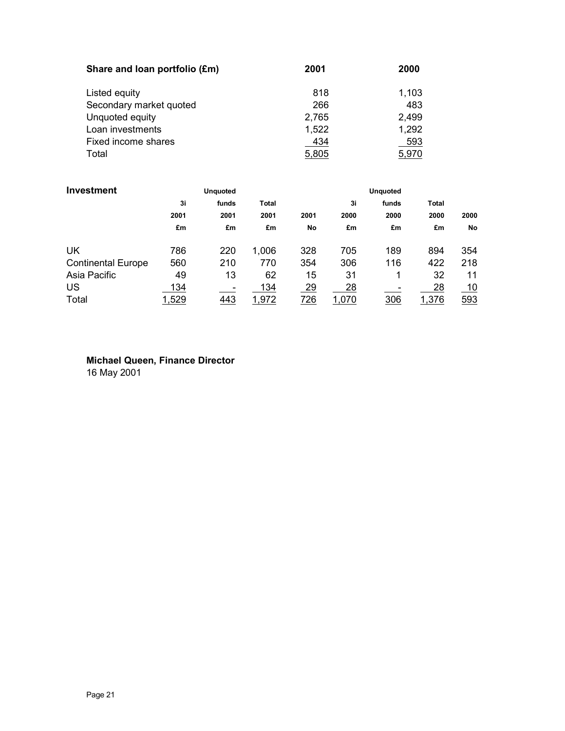| Share and loan portfolio (£m) | 2001 | 2000 |
|---|---|---|
| Listed equity | 818 | 1,103 |
| Secondary market quoted | 266 | 483 |
| Unquoted equity | 2,765 | 2,499 |
| Loan investments | 1,522 | 1,292 |
| Fixed income shares | 434 | 593 |
| Total | 5,805 | 5,970 |

| Investment | 3i 2001 £m | Unquoted funds 2001 £m | Total 2001 £m | 2001 No | 3i 2000 £m | Unquoted funds 2000 £m | Total 2000 £m | 2000 No |
|---|---|---|---|---|---|---|---|---|
| UK | 786 | 220 | 1,006 | 328 | 705 | 189 | 894 | 354 |
| Continental Europe | 560 | 210 | 770 | 354 | 306 | 116 | 422 | 218 |
| Asia Pacific | 49 | 13 | 62 | 15 | 31 | 1 | 32 | 11 |
| US | 134 | - | 134 | 29 | 28 | - | 28 | 10 |
| Total | 1,529 | 443 | 1,972 | 726 | 1,070 | 306 | 1,376 | 593 |

**Michael Queen, Finance Director**
16 May 2001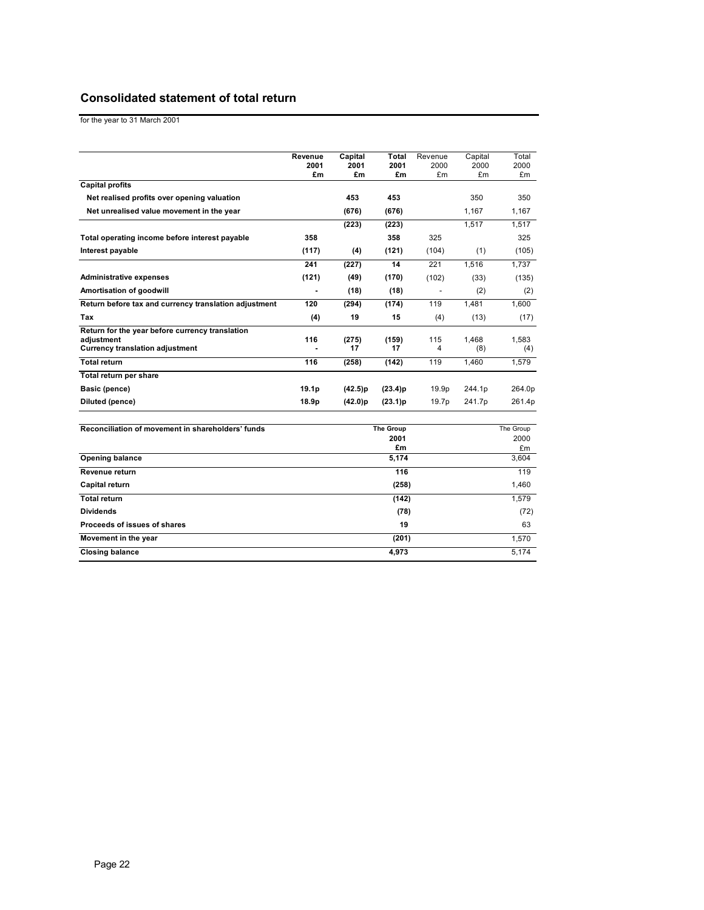## Consolidated statement of total return

for the year to 31 March 2001

| | Revenue 2001 £m | Capital 2001 £m | Total 2001 £m | Revenue 2000 £m | Capital 2000 £m | Total 2000 £m |
|---|---|---|---|---|---|---|
| **Capital profits** | | | | | | |
| **Net realised profits over opening valuation** | | **453** | **453** | | 350 | 350 |
| **Net unrealised value movement in the year** | | **(676)** | **(676)** | | 1,167 | 1,167 |
| | | **(223)** | **(223)** | | 1,517 | 1,517 |
| **Total operating income before interest payable** | **358** | | **358** | 325 | | 325 |
| **Interest payable** | **(117)** | **(4)** | **(121)** | (104) | (1) | (105) |
| | **241** | **(227)** | **14** | 221 | 1,516 | 1,737 |
| **Administrative expenses** | **(121)** | **(49)** | **(170)** | (102) | (33) | (135) |
| **Amortisation of goodwill** | **-** | **(18)** | **(18)** | - | (2) | (2) |
| **Return before tax and currency translation adjustment** | **120** | **(294)** | **(174)** | 119 | 1,481 | 1,600 |
| **Tax** | **(4)** | **19** | **15** | (4) | (13) | (17) |
| **Return for the year before currency translation adjustment** | **116** | **(275)** | **(159)** | 115 | 1,468 | 1,583 |
| **Currency translation adjustment** | **-** | **17** | **17** | 4 | (8) | (4) |
| **Total return** | **116** | **(258)** | **(142)** | 119 | 1,460 | 1,579 |
| **Total return per share** | | | | | | |
| **Basic (pence)** | **19.1p** | **(42.5)p** | **(23.4)p** | 19.9p | 244.1p | 264.0p |
| **Diluted (pence)** | **18.9p** | **(42.0)p** | **(23.1)p** | 19.7p | 241.7p | 261.4p |

| **Reconciliation of movement in shareholders' funds** | The Group 2001 £m | The Group 2000 £m |
|---|---|---|
| **Opening balance** | **5,174** | 3,604 |
| **Revenue return** | **116** | 119 |
| **Capital return** | **(258)** | 1,460 |
| **Total return** | **(142)** | 1,579 |
| **Dividends** | **(78)** | (72) |
| **Proceeds of issues of shares** | **19** | 63 |
| **Movement in the year** | **(201)** | 1,570 |
| **Closing balance** | **4,973** | 5,174 |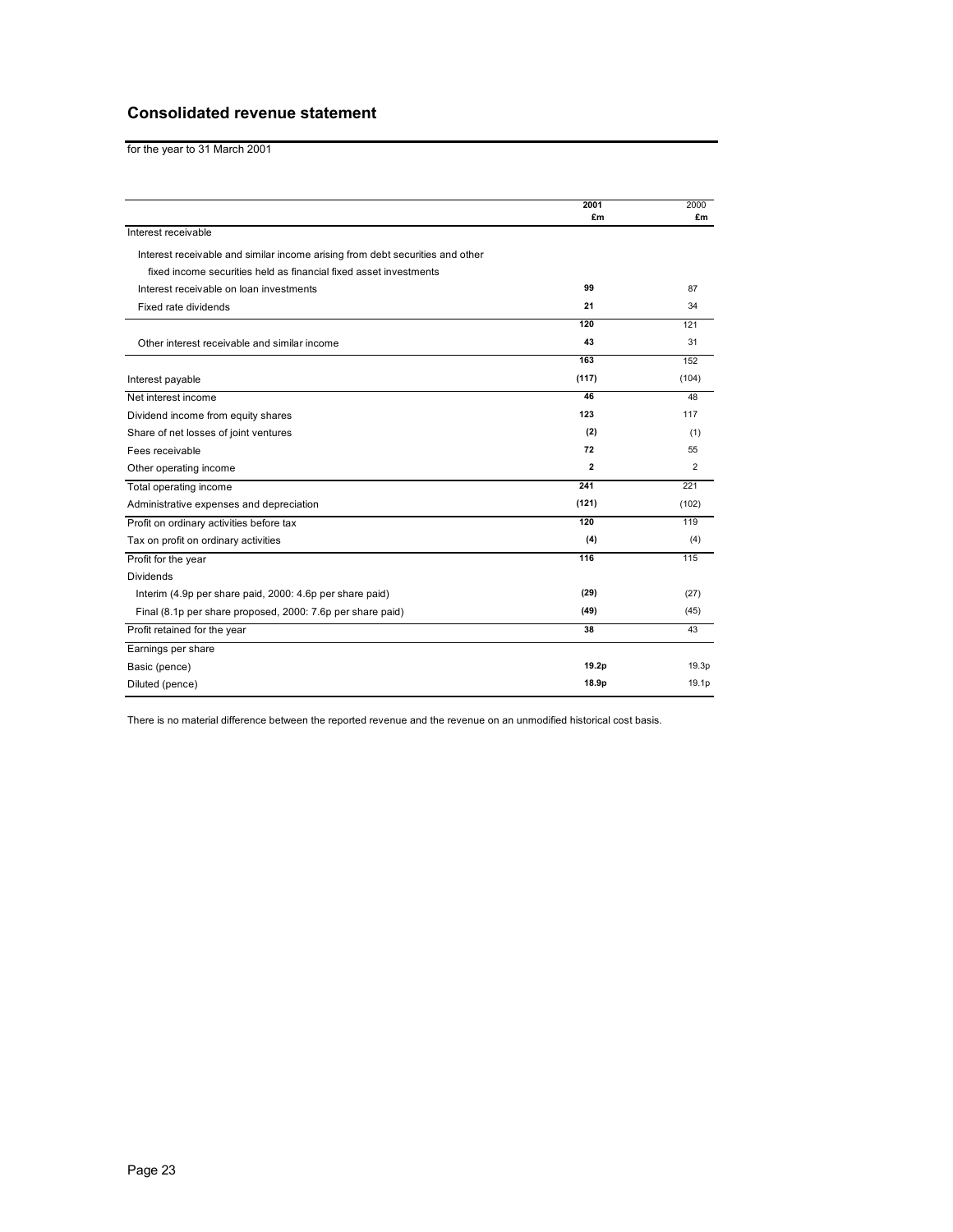## Consolidated revenue statement

for the year to 31 March 2001

| | 2001 £m | 2000 £m |
|---|---|---|
| Interest receivable | | |
| Interest receivable and similar income arising from debt securities and other fixed income securities held as financial fixed asset investments | | |
| Interest receivable on loan investments | **99** | 87 |
| Fixed rate dividends | **21** | 34 |
| | **120** | 121 |
| Other interest receivable and similar income | **43** | 31 |
| | **163** | 152 |
| Interest payable | **(117)** | (104) |
| Net interest income | **46** | 48 |
| Dividend income from equity shares | **123** | 117 |
| Share of net losses of joint ventures | **(2)** | (1) |
| Fees receivable | **72** | 55 |
| Other operating income | **2** | 2 |
| Total operating income | **241** | 221 |
| Administrative expenses and depreciation | **(121)** | (102) |
| Profit on ordinary activities before tax | **120** | 119 |
| Tax on profit on ordinary activities | **(4)** | (4) |
| Profit for the year | **116** | 115 |
| Dividends | | |
| Interim (4.9p per share paid, 2000: 4.6p per share paid) | **(29)** | (27) |
| Final (8.1p per share proposed, 2000: 7.6p per share paid) | **(49)** | (45) |
| Profit retained for the year | **38** | 43 |
| Earnings per share | | |
| Basic (pence) | **19.2p** | 19.3p |
| Diluted (pence) | **18.9p** | 19.1p |

There is no material difference between the reported revenue and the revenue on an unmodified historical cost basis.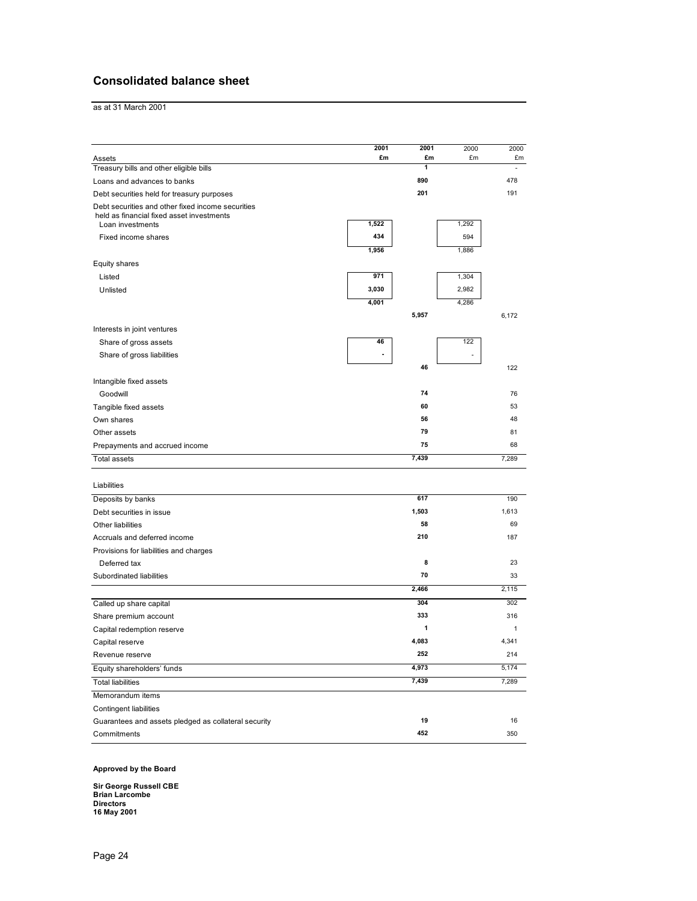## Consolidated balance sheet

as at 31 March 2001

| Assets | 2001 £m | 2001 £m | 2000 £m | 2000 £m |
|---|---|---|---|---|
| Treasury bills and other eligible bills | | 1 | | - |
| Loans and advances to banks | | 890 | | 478 |
| Debt securities held for treasury purposes | | 201 | | 191 |
| Debt securities and other fixed income securities held as financial fixed asset investments | | | | |
| Loan investments | 1,522 | | 1,292 | |
| Fixed income shares | 434 | | 594 | |
| | 1,956 | | 1,886 | |
| Equity shares | | | | |
| Listed | 971 | | 1,304 | |
| Unlisted | 3,030 | | 2,982 | |
| | 4,001 | | 4,286 | |
| | | 5,957 | | 6,172 |
| Interests in joint ventures | | | | |
| Share of gross assets | 46 | | 122 | |
| Share of gross liabilities | - | | - | |
| | | 46 | | 122 |
| Intangible fixed assets | | | | |
| Goodwill | | 74 | | 76 |
| Tangible fixed assets | | 60 | | 53 |
| Own shares | | 56 | | 48 |
| Other assets | | 79 | | 81 |
| Prepayments and accrued income | | 75 | | 68 |
| Total assets | | 7,439 | | 7,289 |
| Liabilities | | | | |
| Deposits by banks | | 617 | | 190 |
| Debt securities in issue | | 1,503 | | 1,613 |
| Other liabilities | | 58 | | 69 |
| Accruals and deferred income | | 210 | | 187 |
| Provisions for liabilities and charges | | | | |
| Deferred tax | | 8 | | 23 |
| Subordinated liabilities | | 70 | | 33 |
| | | 2,466 | | 2,115 |
| Called up share capital | | 304 | | 302 |
| Share premium account | | 333 | | 316 |
| Capital redemption reserve | | 1 | | 1 |
| Capital reserve | | 4,083 | | 4,341 |
| Revenue reserve | | 252 | | 214 |
| Equity shareholders' funds | | 4,973 | | 5,174 |
| Total liabilities | | 7,439 | | 7,289 |
| Memorandum items | | | | |
| Contingent liabilities | | | | |
| Guarantees and assets pledged as collateral security | | 19 | | 16 |
| Commitments | | 452 | | 350 |

**Approved by the Board**

**Sir George Russell CBE**
**Brian Larcombe**
**Directors**
**16 May 2001**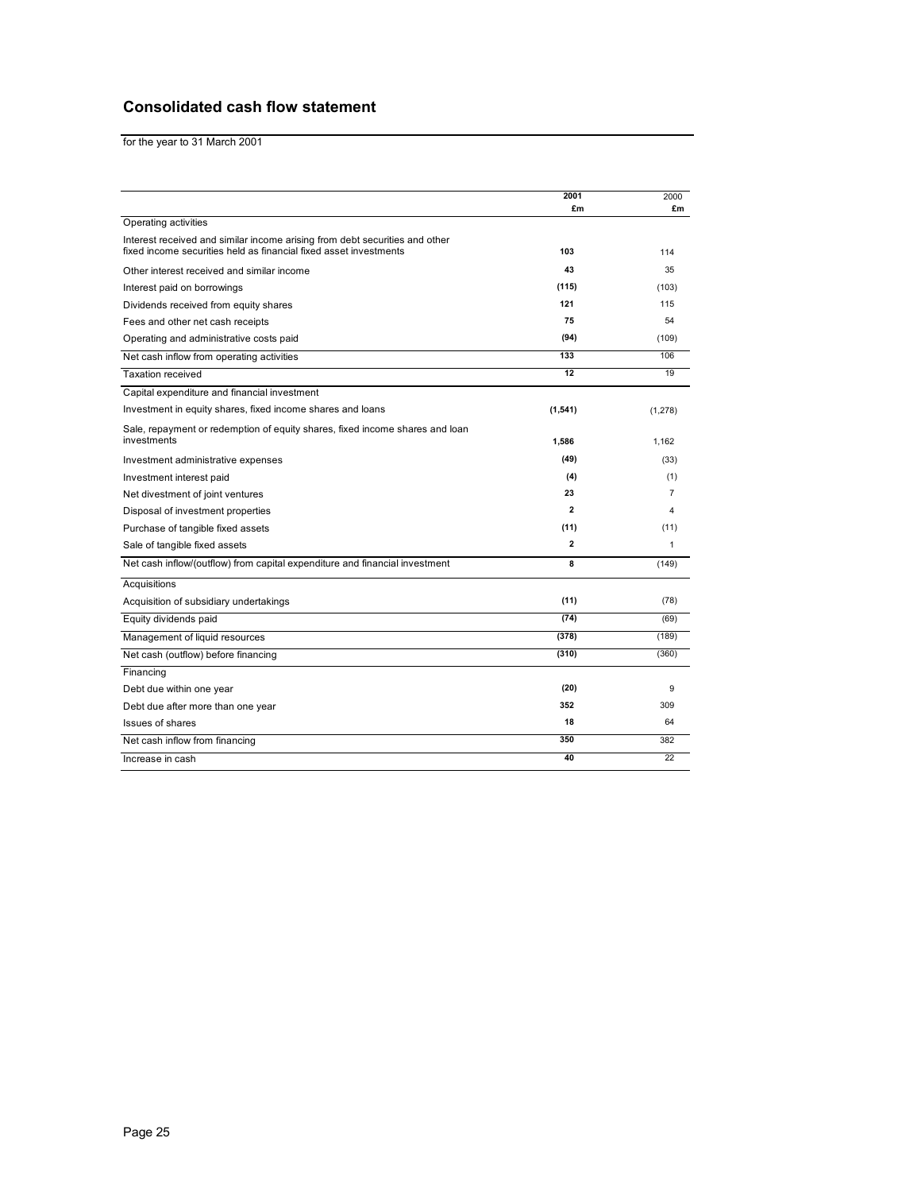## Consolidated cash flow statement

for the year to 31 March 2001

| | 2001<br>£m | 2000<br>£m |
|---|---|---|
| Operating activities | | |
| Interest received and similar income arising from debt securities and other fixed income securities held as financial fixed asset investments | **103** | 114 |
| Other interest received and similar income | **43** | 35 |
| Interest paid on borrowings | **(115)** | (103) |
| Dividends received from equity shares | **121** | 115 |
| Fees and other net cash receipts | **75** | 54 |
| Operating and administrative costs paid | **(94)** | (109) |
| Net cash inflow from operating activities | **133** | 106 |
| Taxation received | **12** | 19 |
| Capital expenditure and financial investment | | |
| Investment in equity shares, fixed income shares and loans | **(1,541)** | (1,278) |
| Sale, repayment or redemption of equity shares, fixed income shares and loan investments | **1,586** | 1,162 |
| Investment administrative expenses | **(49)** | (33) |
| Investment interest paid | **(4)** | (1) |
| Net divestment of joint ventures | **23** | 7 |
| Disposal of investment properties | **2** | 4 |
| Purchase of tangible fixed assets | **(11)** | (11) |
| Sale of tangible fixed assets | **2** | 1 |
| Net cash inflow/(outflow) from capital expenditure and financial investment | **8** | (149) |
| Acquisitions | | |
| Acquisition of subsidiary undertakings | **(11)** | (78) |
| Equity dividends paid | **(74)** | (69) |
| Management of liquid resources | **(378)** | (189) |
| Net cash (outflow) before financing | **(310)** | (360) |
| Financing | | |
| Debt due within one year | **(20)** | 9 |
| Debt due after more than one year | **352** | 309 |
| Issues of shares | **18** | 64 |
| Net cash inflow from financing | **350** | 382 |
| Increase in cash | **40** | 22 |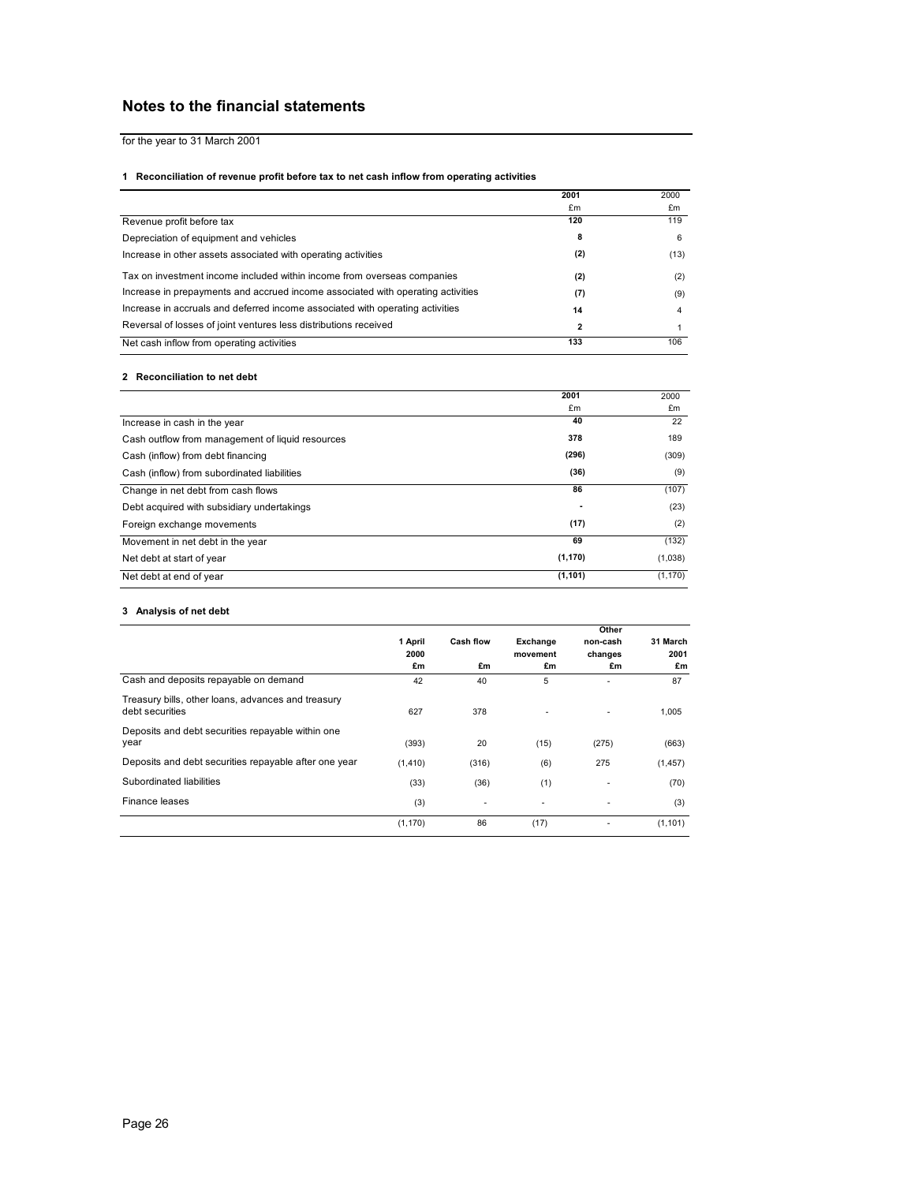# Notes to the financial statements

for the year to 31 March 2001

### 1 Reconciliation of revenue profit before tax to net cash inflow from operating activities

| | 2001 | 2000 |
|---|---|---|
| | £m | £m |
| Revenue profit before tax | 120 | 119 |
| Depreciation of equipment and vehicles | 8 | 6 |
| Increase in other assets associated with operating activities | (2) | (13) |
| Tax on investment income included within income from overseas companies | (2) | (2) |
| Increase in prepayments and accrued income associated with operating activities | (7) | (9) |
| Increase in accruals and deferred income associated with operating activities | 14 | 4 |
| Reversal of losses of joint ventures less distributions received | 2 | 1 |
| Net cash inflow from operating activities | 133 | 106 |

### 2 Reconciliation to net debt

| | 2001 | 2000 |
|---|---|---|
| | £m | £m |
| Increase in cash in the year | 40 | 22 |
| Cash outflow from management of liquid resources | 378 | 189 |
| Cash (inflow) from debt financing | (296) | (309) |
| Cash (inflow) from subordinated liabilities | (36) | (9) |
| Change in net debt from cash flows | 86 | (107) |
| Debt acquired with subsidiary undertakings | - | (23) |
| Foreign exchange movements | (17) | (2) |
| Movement in net debt in the year | 69 | (132) |
| Net debt at start of year | (1,170) | (1,038) |
| Net debt at end of year | (1,101) | (1,170) |

### 3 Analysis of net debt

| | 1 April 2000 | Cash flow | Exchange movement | Other non-cash changes | 31 March 2001 |
|---|---|---|---|---|---|
| | £m | £m | £m | £m | £m |
| Cash and deposits repayable on demand | 42 | 40 | 5 | - | 87 |
| Treasury bills, other loans, advances and treasury debt securities | 627 | 378 | - | - | 1,005 |
| Deposits and debt securities repayable within one year | (393) | 20 | (15) | (275) | (663) |
| Deposits and debt securities repayable after one year | (1,410) | (316) | (6) | 275 | (1,457) |
| Subordinated liabilities | (33) | (36) | (1) | - | (70) |
| Finance leases | (3) | - | - | - | (3) |
| | (1,170) | 86 | (17) | - | (1,101) |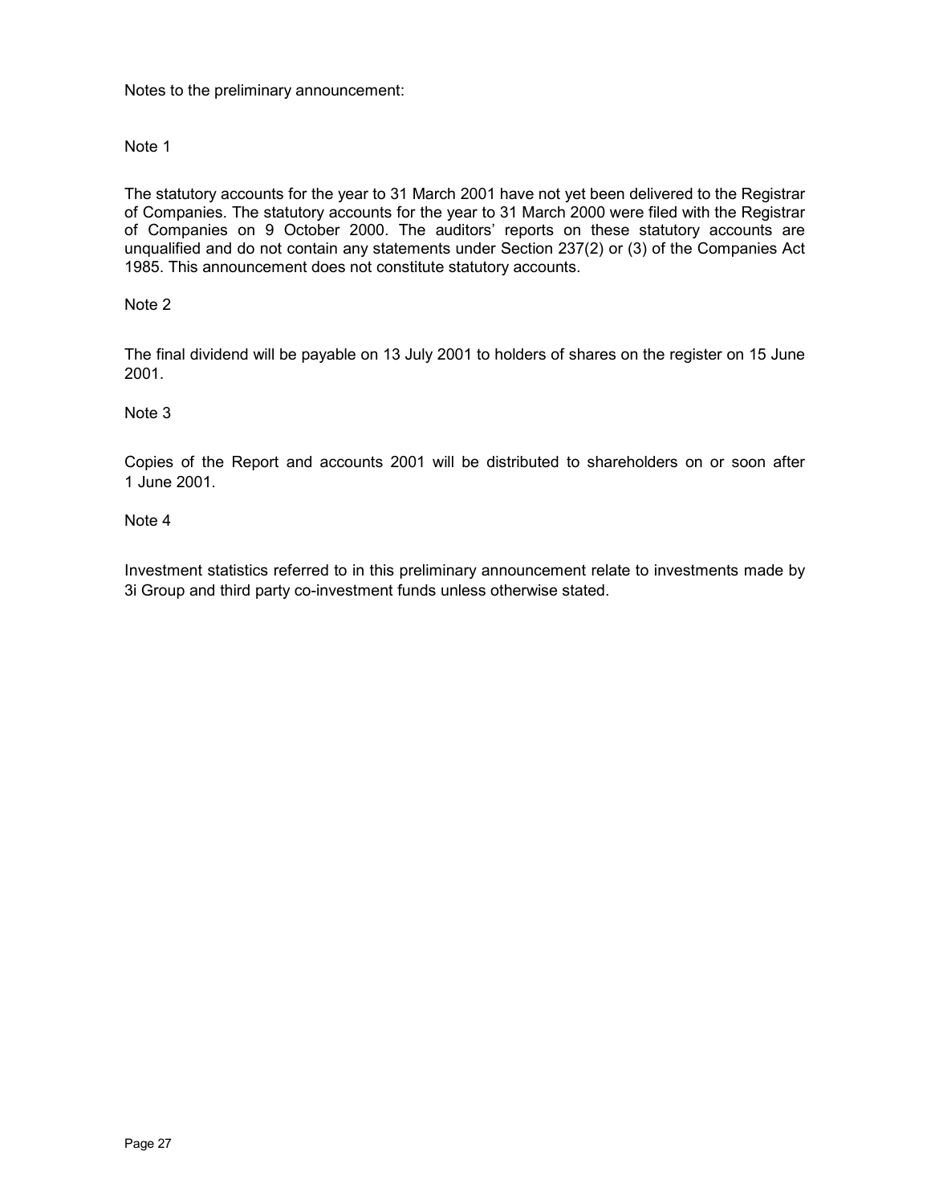Notes to the preliminary announcement:

Note 1

The statutory accounts for the year to 31 March 2001 have not yet been delivered to the Registrar of Companies. The statutory accounts for the year to 31 March 2000 were filed with the Registrar of Companies on 9 October 2000. The auditors' reports on these statutory accounts are unqualified and do not contain any statements under Section 237(2) or (3) of the Companies Act 1985. This announcement does not constitute statutory accounts.

Note 2

The final dividend will be payable on 13 July 2001 to holders of shares on the register on 15 June 2001.

Note 3

Copies of the Report and accounts 2001 will be distributed to shareholders on or soon after 1 June 2001.

Note 4

Investment statistics referred to in this preliminary announcement relate to investments made by 3i Group and third party co-investment funds unless otherwise stated.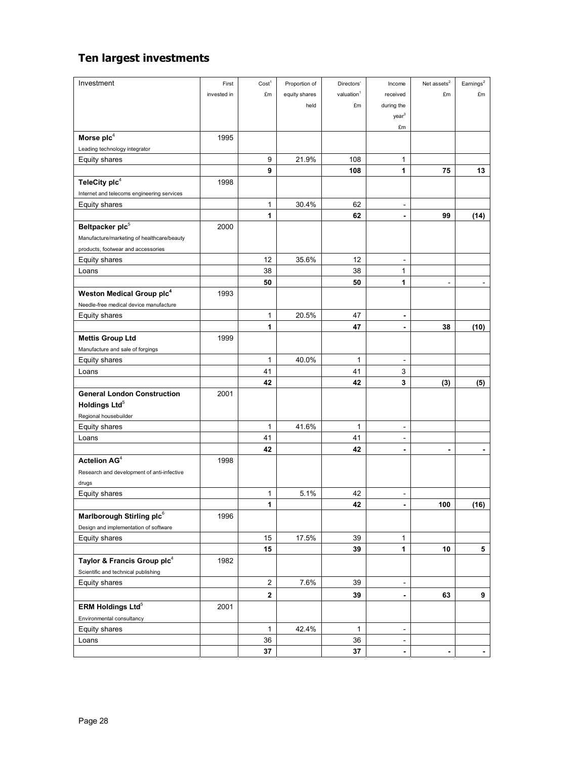## Ten largest investments

| Investment | First invested in | Cost[1] £m | Proportion of equity shares held | Directors' valuation[1] £m | Income received during the year[3] £m | Net assets[2] £m | Earnings[2] £m |
|---|---|---|---|---|---|---|---|
| **Morse plc**[4] | 1995 | | | | | | |
| Leading technology integrator | | | | | | | |
| Equity shares | | 9 | 21.9% | 108 | 1 | | |
| | | **9** | | **108** | **1** | **75** | **13** |
| **TeleCity plc**[4] | 1998 | | | | | | |
| Internet and telecoms engineering services | | | | | | | |
| Equity shares | | 1 | 30.4% | 62 | - | | |
| | | **1** | | **62** | **-** | **99** | **(14)** |
| **Beltpacker plc**[5] | 2000 | | | | | | |
| Manufacture/marketing of healthcare/beauty products, footwear and accessories | | | | | | | |
| Equity shares | | 12 | 35.6% | 12 | - | | |
| Loans | | 38 | | 38 | 1 | | |
| | | **50** | | **50** | **1** | - | - |
| **Weston Medical Group plc**[4] | 1993 | | | | | | |
| Needle-free medical device manufacture | | | | | | | |
| Equity shares | | 1 | 20.5% | 47 | - | | |
| | | **1** | | **47** | **-** | **38** | **(10)** |
| **Mettis Group Ltd** | 1999 | | | | | | |
| Manufacture and sale of forgings | | | | | | | |
| Equity shares | | 1 | 40.0% | 1 | - | | |
| Loans | | 41 | | 41 | 3 | | |
| | | **42** | | **42** | **3** | **(3)** | **(5)** |
| **General London Construction Holdings Ltd**[5] | 2001 | | | | | | |
| Regional housebuilder | | | | | | | |
| Equity shares | | 1 | 41.6% | 1 | - | | |
| Loans | | 41 | | 41 | - | | |
| | | **42** | | **42** | **-** | **-** | **-** |
| **Actelion AG**[4] | 1998 | | | | | | |
| Research and development of anti-infective drugs | | | | | | | |
| Equity shares | | 1 | 5.1% | 42 | - | | |
| | | **1** | | **42** | **-** | **100** | **(16)** |
| **Marlborough Stirling plc**[6] | 1996 | | | | | | |
| Design and implementation of software | | | | | | | |
| Equity shares | | 15 | 17.5% | 39 | 1 | | |
| | | **15** | | **39** | **1** | **10** | **5** |
| **Taylor & Francis Group plc**[4] | 1982 | | | | | | |
| Scientific and technical publishing | | | | | | | |
| Equity shares | | 2 | 7.6% | 39 | - | | |
| | | **2** | | **39** | **-** | **63** | **9** |
| **ERM Holdings Ltd**[5] | 2001 | | | | | | |
| Environmental consultancy | | | | | | | |
| Equity shares | | 1 | 42.4% | 1 | - | | |
| Loans | | 36 | | 36 | - | | |
| | | **37** | | **37** | **-** | **-** | **-** |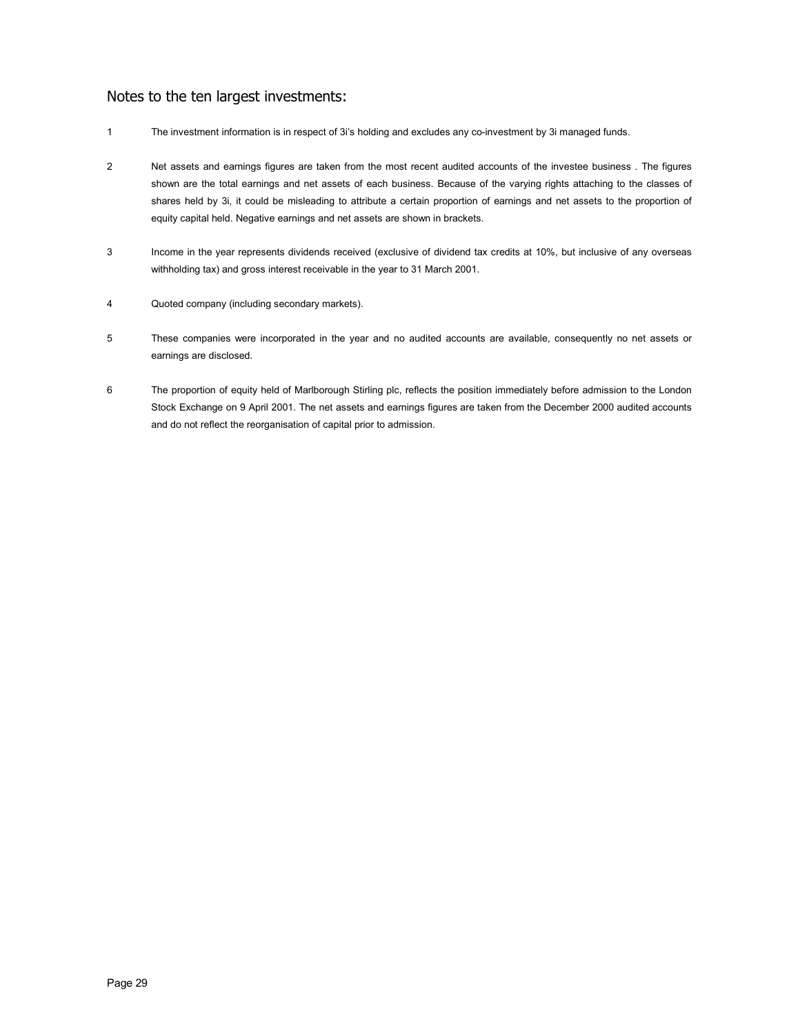## Notes to the ten largest investments:

1. The investment information is in respect of 3i's holding and excludes any co-investment by 3i managed funds.

2. Net assets and earnings figures are taken from the most recent audited accounts of the investee business . The figures shown are the total earnings and net assets of each business. Because of the varying rights attaching to the classes of shares held by 3i, it could be misleading to attribute a certain proportion of earnings and net assets to the proportion of equity capital held. Negative earnings and net assets are shown in brackets.

3. Income in the year represents dividends received (exclusive of dividend tax credits at 10%, but inclusive of any overseas withholding tax) and gross interest receivable in the year to 31 March 2001.

4. Quoted company (including secondary markets).

5. These companies were incorporated in the year and no audited accounts are available, consequently no net assets or earnings are disclosed.

6. The proportion of equity held of Marlborough Stirling plc, reflects the position immediately before admission to the London Stock Exchange on 9 April 2001. The net assets and earnings figures are taken from the December 2000 audited accounts and do not reflect the reorganisation of capital prior to admission.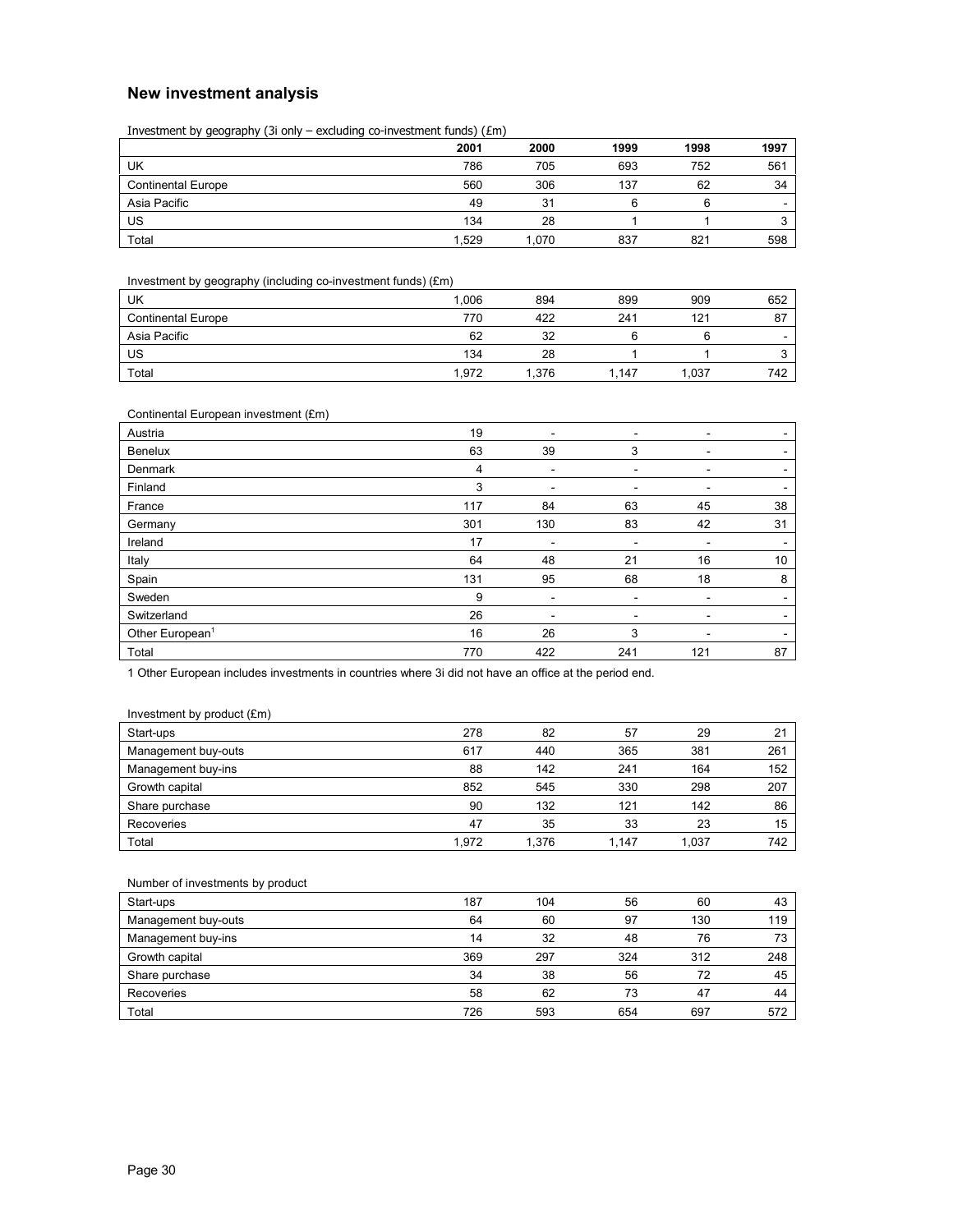## New investment analysis

Investment by geography (3i only – excluding co-investment funds) (£m)

| | 2001 | 2000 | 1999 | 1998 | 1997 |
|---|---|---|---|---|---|
| UK | 786 | 705 | 693 | 752 | 561 |
| Continental Europe | 560 | 306 | 137 | 62 | 34 |
| Asia Pacific | 49 | 31 | 6 | 6 | - |
| US | 134 | 28 | 1 | 1 | 3 |
| Total | 1,529 | 1,070 | 837 | 821 | 598 |

Investment by geography (including co-investment funds) (£m)

| | 2001 | 2000 | 1999 | 1998 | 1997 |
|---|---|---|---|---|---|
| UK | 1,006 | 894 | 899 | 909 | 652 |
| Continental Europe | 770 | 422 | 241 | 121 | 87 |
| Asia Pacific | 62 | 32 | 6 | 6 | - |
| US | 134 | 28 | 1 | 1 | 3 |
| Total | 1,972 | 1,376 | 1,147 | 1,037 | 742 |

Continental European investment (£m)

| | 2001 | 2000 | 1999 | 1998 | 1997 |
|---|---|---|---|---|---|
| Austria | 19 | - | - | - | - |
| Benelux | 63 | 39 | 3 | - | - |
| Denmark | 4 | - | - | - | - |
| Finland | 3 | - | - | - | - |
| France | 117 | 84 | 63 | 45 | 38 |
| Germany | 301 | 130 | 83 | 42 | 31 |
| Ireland | 17 | - | - | - | - |
| Italy | 64 | 48 | 21 | 16 | 10 |
| Spain | 131 | 95 | 68 | 18 | 8 |
| Sweden | 9 | - | - | - | - |
| Switzerland | 26 | - | - | - | - |
| Other European[1] | 16 | 26 | 3 | - | - |
| Total | 770 | 422 | 241 | 121 | 87 |

1 Other European includes investments in countries where 3i did not have an office at the period end.

Investment by product (£m)

| | 2001 | 2000 | 1999 | 1998 | 1997 |
|---|---|---|---|---|---|
| Start-ups | 278 | 82 | 57 | 29 | 21 |
| Management buy-outs | 617 | 440 | 365 | 381 | 261 |
| Management buy-ins | 88 | 142 | 241 | 164 | 152 |
| Growth capital | 852 | 545 | 330 | 298 | 207 |
| Share purchase | 90 | 132 | 121 | 142 | 86 |
| Recoveries | 47 | 35 | 33 | 23 | 15 |
| Total | 1,972 | 1,376 | 1,147 | 1,037 | 742 |

Number of investments by product

| | 2001 | 2000 | 1999 | 1998 | 1997 |
|---|---|---|---|---|---|
| Start-ups | 187 | 104 | 56 | 60 | 43 |
| Management buy-outs | 64 | 60 | 97 | 130 | 119 |
| Management buy-ins | 14 | 32 | 48 | 76 | 73 |
| Growth capital | 369 | 297 | 324 | 312 | 248 |
| Share purchase | 34 | 38 | 56 | 72 | 45 |
| Recoveries | 58 | 62 | 73 | 47 | 44 |
| Total | 726 | 593 | 654 | 697 | 572 |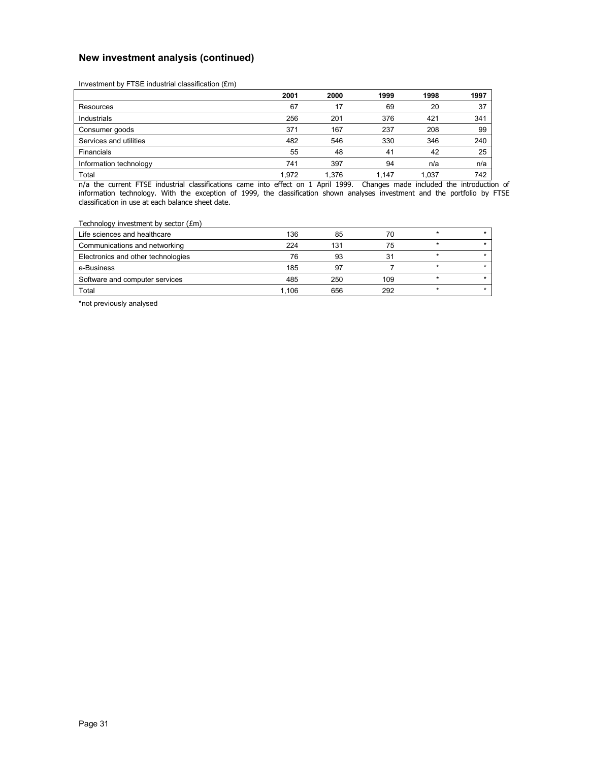## New investment analysis (continued)

Investment by FTSE industrial classification (£m)

| | 2001 | 2000 | 1999 | 1998 | 1997 |
|---|---|---|---|---|---|
| Resources | 67 | 17 | 69 | 20 | 37 |
| Industrials | 256 | 201 | 376 | 421 | 341 |
| Consumer goods | 371 | 167 | 237 | 208 | 99 |
| Services and utilities | 482 | 546 | 330 | 346 | 240 |
| Financials | 55 | 48 | 41 | 42 | 25 |
| Information technology | 741 | 397 | 94 | n/a | n/a |
| Total | 1,972 | 1,376 | 1,147 | 1,037 | 742 |

n/a the current FTSE industrial classifications came into effect on 1 April 1999. Changes made included the introduction of information technology. With the exception of 1999, the classification shown analyses investment and the portfolio by FTSE classification in use at each balance sheet date.

Technology investment by sector (£m)

| | 2001 | 2000 | 1999 | 1998 | 1997 |
|---|---|---|---|---|---|
| Life sciences and healthcare | 136 | 85 | 70 | * | * |
| Communications and networking | 224 | 131 | 75 | * | * |
| Electronics and other technologies | 76 | 93 | 31 | * | * |
| e-Business | 185 | 97 | 7 | * | * |
| Software and computer services | 485 | 250 | 109 | * | * |
| Total | 1,106 | 656 | 292 | * | * |

*not previously analysed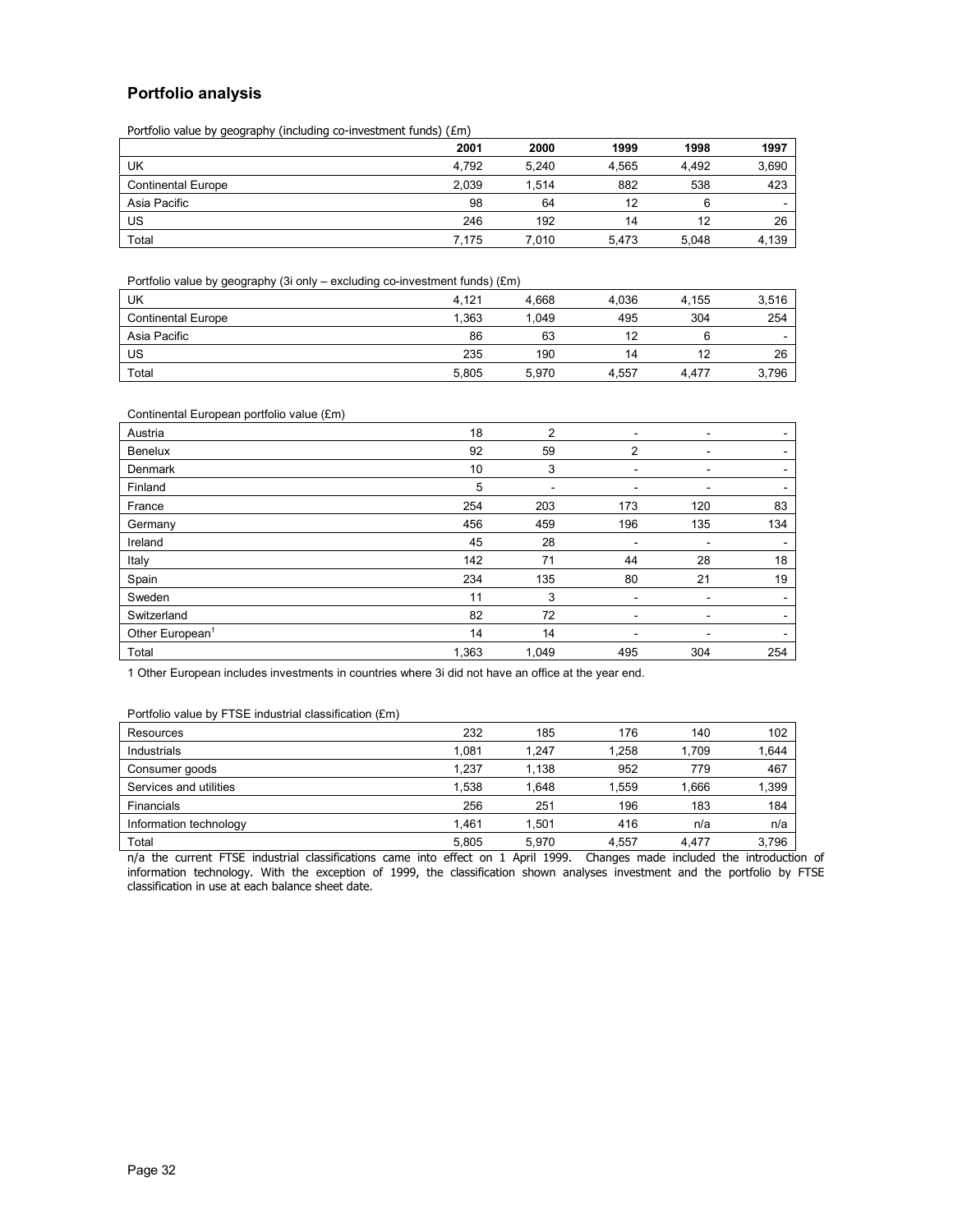## Portfolio analysis

Portfolio value by geography (including co-investment funds) (£m)

| | 2001 | 2000 | 1999 | 1998 | 1997 |
|---|---|---|---|---|---|
| UK | 4,792 | 5,240 | 4,565 | 4,492 | 3,690 |
| Continental Europe | 2,039 | 1,514 | 882 | 538 | 423 |
| Asia Pacific | 98 | 64 | 12 | 6 | - |
| US | 246 | 192 | 14 | 12 | 26 |
| Total | 7,175 | 7,010 | 5,473 | 5,048 | 4,139 |

Portfolio value by geography (3i only – excluding co-investment funds) (£m)

| | 2001 | 2000 | 1999 | 1998 | 1997 |
|---|---|---|---|---|---|
| UK | 4,121 | 4,668 | 4,036 | 4,155 | 3,516 |
| Continental Europe | 1,363 | 1,049 | 495 | 304 | 254 |
| Asia Pacific | 86 | 63 | 12 | 6 | - |
| US | 235 | 190 | 14 | 12 | 26 |
| Total | 5,805 | 5,970 | 4,557 | 4,477 | 3,796 |

Continental European portfolio value (£m)

| | 2001 | 2000 | 1999 | 1998 | 1997 |
|---|---|---|---|---|---|
| Austria | 18 | 2 | - | - | - |
| Benelux | 92 | 59 | 2 | - | - |
| Denmark | 10 | 3 | - | - | - |
| Finland | 5 | - | - | - | - |
| France | 254 | 203 | 173 | 120 | 83 |
| Germany | 456 | 459 | 196 | 135 | 134 |
| Ireland | 45 | 28 | - | - | - |
| Italy | 142 | 71 | 44 | 28 | 18 |
| Spain | 234 | 135 | 80 | 21 | 19 |
| Sweden | 11 | 3 | - | - | - |
| Switzerland | 82 | 72 | - | - | - |
| Other European[1] | 14 | 14 | - | - | - |
| Total | 1,363 | 1,049 | 495 | 304 | 254 |

1 Other European includes investments in countries where 3i did not have an office at the year end.

Portfolio value by FTSE industrial classification (£m)

| | 2001 | 2000 | 1999 | 1998 | 1997 |
|---|---|---|---|---|---|
| Resources | 232 | 185 | 176 | 140 | 102 |
| Industrials | 1,081 | 1,247 | 1,258 | 1,709 | 1,644 |
| Consumer goods | 1,237 | 1,138 | 952 | 779 | 467 |
| Services and utilities | 1,538 | 1,648 | 1,559 | 1,666 | 1,399 |
| Financials | 256 | 251 | 196 | 183 | 184 |
| Information technology | 1,461 | 1,501 | 416 | n/a | n/a |
| Total | 5,805 | 5,970 | 4,557 | 4,477 | 3,796 |

n/a the current FTSE industrial classifications came into effect on 1 April 1999. Changes made included the introduction of information technology. With the exception of 1999, the classification shown analyses investment and the portfolio by FTSE classification in use at each balance sheet date.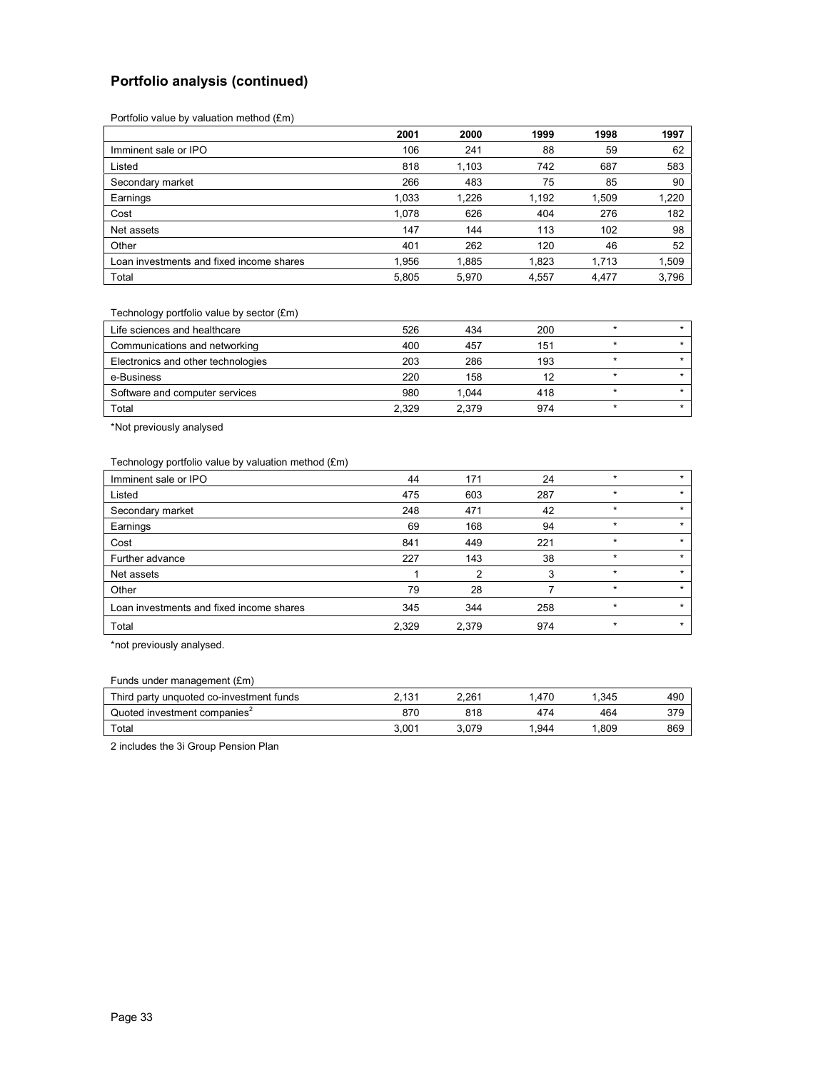## Portfolio analysis (continued)

Portfolio value by valuation method (£m)

| | 2001 | 2000 | 1999 | 1998 | 1997 |
|---|---|---|---|---|---|
| Imminent sale or IPO | 106 | 241 | 88 | 59 | 62 |
| Listed | 818 | 1,103 | 742 | 687 | 583 |
| Secondary market | 266 | 483 | 75 | 85 | 90 |
| Earnings | 1,033 | 1,226 | 1,192 | 1,509 | 1,220 |
| Cost | 1,078 | 626 | 404 | 276 | 182 |
| Net assets | 147 | 144 | 113 | 102 | 98 |
| Other | 401 | 262 | 120 | 46 | 52 |
| Loan investments and fixed income shares | 1,956 | 1,885 | 1,823 | 1,713 | 1,509 |
| Total | 5,805 | 5,970 | 4,557 | 4,477 | 3,796 |

Technology portfolio value by sector (£m)

| | 2001 | 2000 | 1999 | 1998 | 1997 |
|---|---|---|---|---|---|
| Life sciences and healthcare | 526 | 434 | 200 | * | * |
| Communications and networking | 400 | 457 | 151 | * | * |
| Electronics and other technologies | 203 | 286 | 193 | * | * |
| e-Business | 220 | 158 | 12 | * | * |
| Software and computer services | 980 | 1,044 | 418 | * | * |
| Total | 2,329 | 2,379 | 974 | * | * |

*Not previously analysed

Technology portfolio value by valuation method (£m)

| | 2001 | 2000 | 1999 | 1998 | 1997 |
|---|---|---|---|---|---|
| Imminent sale or IPO | 44 | 171 | 24 | * | * |
| Listed | 475 | 603 | 287 | * | * |
| Secondary market | 248 | 471 | 42 | * | * |
| Earnings | 69 | 168 | 94 | * | * |
| Cost | 841 | 449 | 221 | * | * |
| Further advance | 227 | 143 | 38 | * | * |
| Net assets | 1 | 2 | 3 | * | * |
| Other | 79 | 28 | 7 | * | * |
| Loan investments and fixed income shares | 345 | 344 | 258 | * | * |
| Total | 2,329 | 2,379 | 974 | * | * |

*not previously analysed.

Funds under management (£m)

| | 2001 | 2000 | 1999 | 1998 | 1997 |
|---|---|---|---|---|---|
| Third party unquoted co-investment funds | 2,131 | 2,261 | 1,470 | 1,345 | 490 |
| Quoted investment companies[2] | 870 | 818 | 474 | 464 | 379 |
| Total | 3,001 | 3,079 | 1,944 | 1,809 | 869 |

2 includes the 3i Group Pension Plan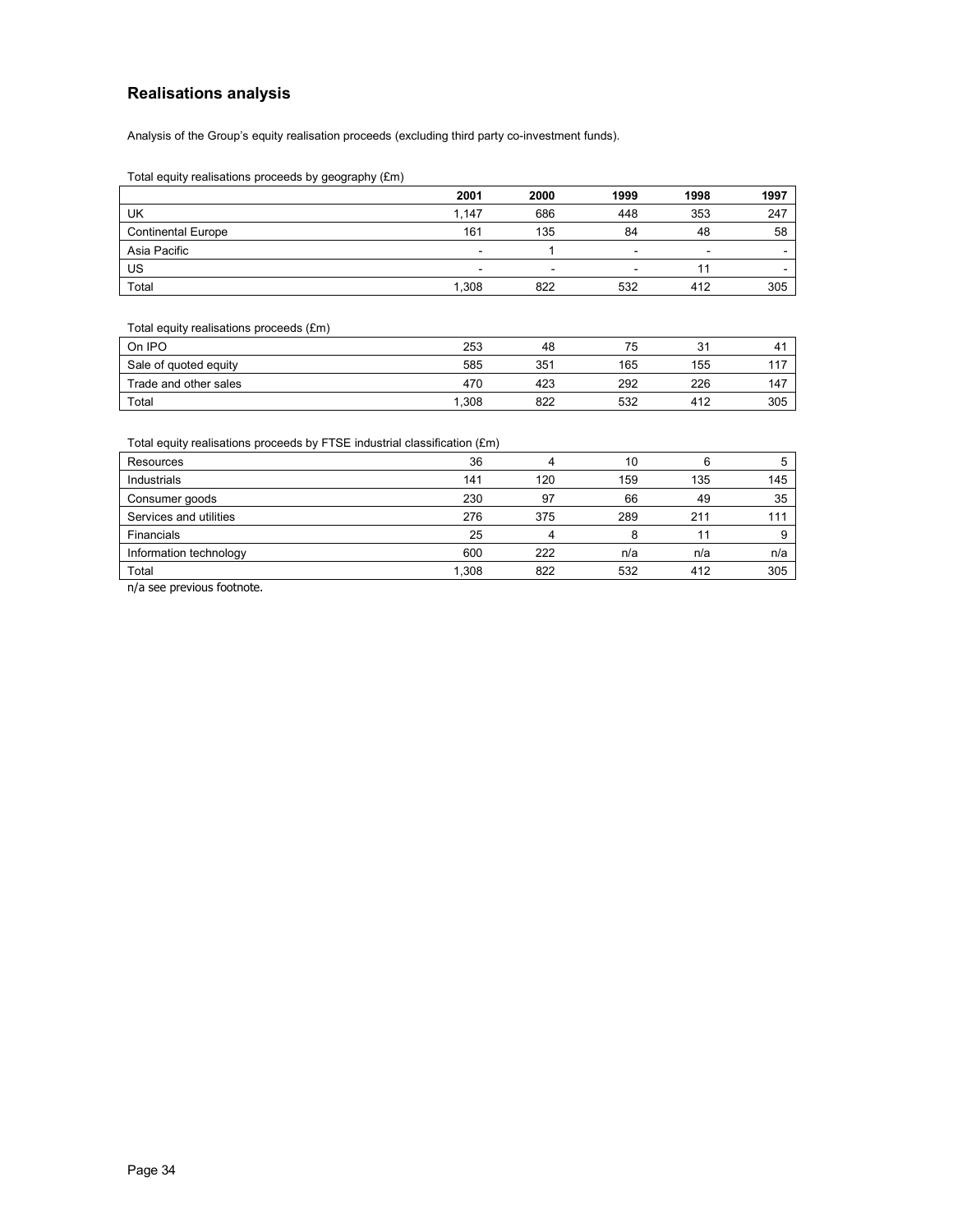## Realisations analysis

Analysis of the Group's equity realisation proceeds (excluding third party co-investment funds).

Total equity realisations proceeds by geography (£m)

| | 2001 | 2000 | 1999 | 1998 | 1997 |
|---|---|---|---|---|---|
| UK | 1,147 | 686 | 448 | 353 | 247 |
| Continental Europe | 161 | 135 | 84 | 48 | 58 |
| Asia Pacific | - | 1 | - | - | - |
| US | - | - | - | 11 | - |
| Total | 1,308 | 822 | 532 | 412 | 305 |

Total equity realisations proceeds (£m)

| | | | | | |
|---|---|---|---|---|---|
| On IPO | 253 | 48 | 75 | 31 | 41 |
| Sale of quoted equity | 585 | 351 | 165 | 155 | 117 |
| Trade and other sales | 470 | 423 | 292 | 226 | 147 |
| Total | 1,308 | 822 | 532 | 412 | 305 |

Total equity realisations proceeds by FTSE industrial classification (£m)

| | | | | | |
|---|---|---|---|---|---|
| Resources | 36 | 4 | 10 | 6 | 5 |
| Industrials | 141 | 120 | 159 | 135 | 145 |
| Consumer goods | 230 | 97 | 66 | 49 | 35 |
| Services and utilities | 276 | 375 | 289 | 211 | 111 |
| Financials | 25 | 4 | 8 | 11 | 9 |
| Information technology | 600 | 222 | n/a | n/a | n/a |
| Total | 1,308 | 822 | 532 | 412 | 305 |

n/a see previous footnote.